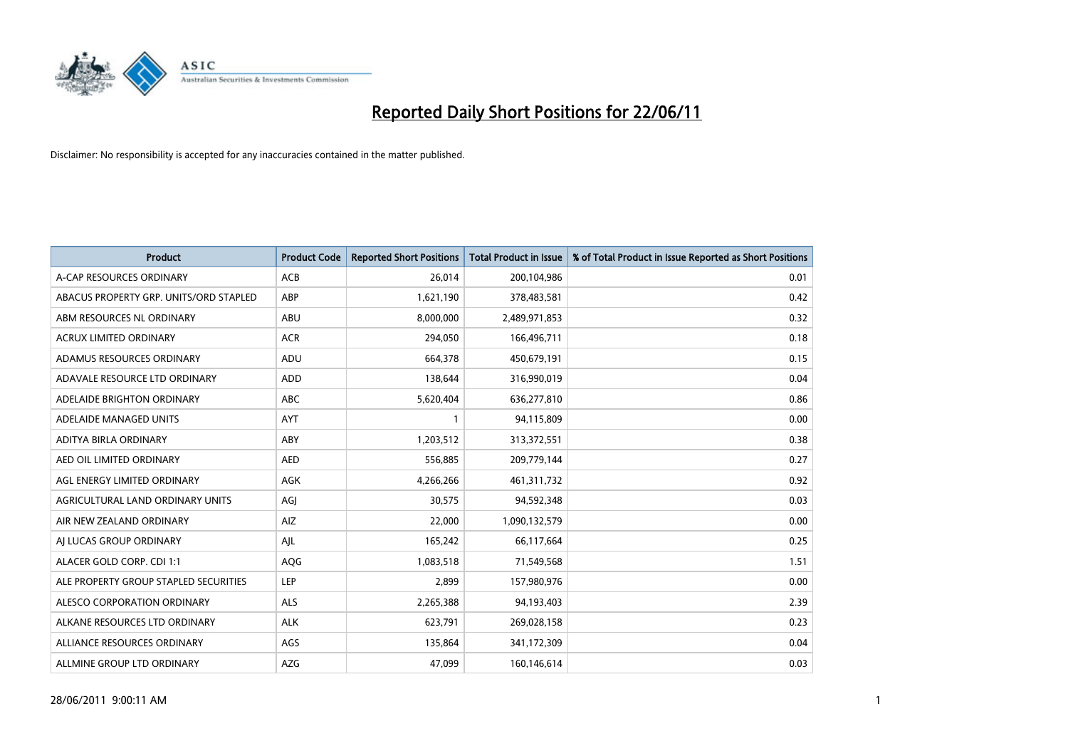# Reported Daily Short Positions for 22/06/11

Disclaimer: No responsibility is accepted for any inaccuracies contained in the matter published.

| Product | Product Code | Reported Short Positions | Total Product in Issue | % of Total Product in Issue Reported as Short Positions |
|---|---|---|---|---|
| A-CAP RESOURCES ORDINARY | ACB | 26,014 | 200,104,986 | 0.01 |
| ABACUS PROPERTY GRP. UNITS/ORD STAPLED | ABP | 1,621,190 | 378,483,581 | 0.42 |
| ABM RESOURCES NL ORDINARY | ABU | 8,000,000 | 2,489,971,853 | 0.32 |
| ACRUX LIMITED ORDINARY | ACR | 294,050 | 166,496,711 | 0.18 |
| ADAMUS RESOURCES ORDINARY | ADU | 664,378 | 450,679,191 | 0.15 |
| ADAVALE RESOURCE LTD ORDINARY | ADD | 138,644 | 316,990,019 | 0.04 |
| ADELAIDE BRIGHTON ORDINARY | ABC | 5,620,404 | 636,277,810 | 0.86 |
| ADELAIDE MANAGED UNITS | AYT | 1 | 94,115,809 | 0.00 |
| ADITYA BIRLA ORDINARY | ABY | 1,203,512 | 313,372,551 | 0.38 |
| AED OIL LIMITED ORDINARY | AED | 556,885 | 209,779,144 | 0.27 |
| AGL ENERGY LIMITED ORDINARY | AGK | 4,266,266 | 461,311,732 | 0.92 |
| AGRICULTURAL LAND ORDINARY UNITS | AGJ | 30,575 | 94,592,348 | 0.03 |
| AIR NEW ZEALAND ORDINARY | AIZ | 22,000 | 1,090,132,579 | 0.00 |
| AJ LUCAS GROUP ORDINARY | AJL | 165,242 | 66,117,664 | 0.25 |
| ALACER GOLD CORP. CDI 1:1 | AQG | 1,083,518 | 71,549,568 | 1.51 |
| ALE PROPERTY GROUP STAPLED SECURITIES | LEP | 2,899 | 157,980,976 | 0.00 |
| ALESCO CORPORATION ORDINARY | ALS | 2,265,388 | 94,193,403 | 2.39 |
| ALKANE RESOURCES LTD ORDINARY | ALK | 623,791 | 269,028,158 | 0.23 |
| ALLIANCE RESOURCES ORDINARY | AGS | 135,864 | 341,172,309 | 0.04 |
| ALLMINE GROUP LTD ORDINARY | AZG | 47,099 | 160,146,614 | 0.03 |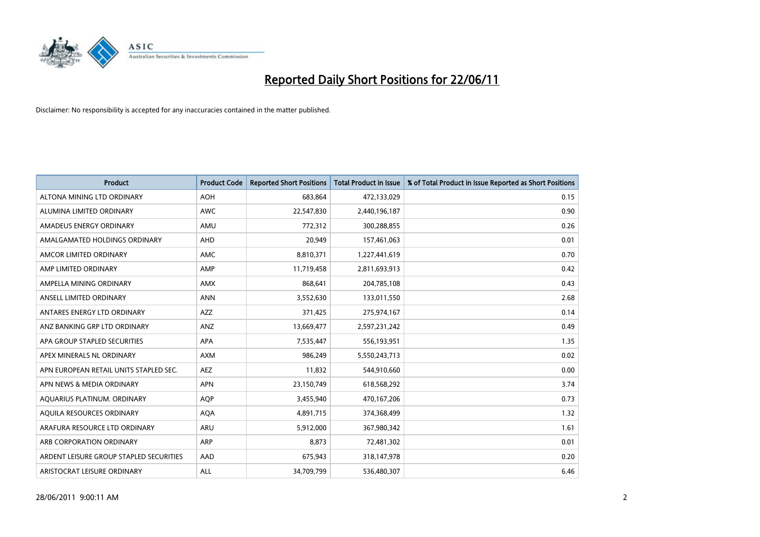# Reported Daily Short Positions for 22/06/11

Disclaimer: No responsibility is accepted for any inaccuracies contained in the matter published.

| Product | Product Code | Reported Short Positions | Total Product in Issue | % of Total Product in Issue Reported as Short Positions |
|---|---|---|---|---|
| ALTONA MINING LTD ORDINARY | AOH | 683,864 | 472,133,029 | 0.15 |
| ALUMINA LIMITED ORDINARY | AWC | 22,547,830 | 2,440,196,187 | 0.90 |
| AMADEUS ENERGY ORDINARY | AMU | 772,312 | 300,288,855 | 0.26 |
| AMALGAMATED HOLDINGS ORDINARY | AHD | 20,949 | 157,461,063 | 0.01 |
| AMCOR LIMITED ORDINARY | AMC | 8,810,371 | 1,227,441,619 | 0.70 |
| AMP LIMITED ORDINARY | AMP | 11,719,458 | 2,811,693,913 | 0.42 |
| AMPELLA MINING ORDINARY | AMX | 868,641 | 204,785,108 | 0.43 |
| ANSELL LIMITED ORDINARY | ANN | 3,552,630 | 133,011,550 | 2.68 |
| ANTARES ENERGY LTD ORDINARY | AZZ | 371,425 | 275,974,167 | 0.14 |
| ANZ BANKING GRP LTD ORDINARY | ANZ | 13,669,477 | 2,597,231,242 | 0.49 |
| APA GROUP STAPLED SECURITIES | APA | 7,535,447 | 556,193,951 | 1.35 |
| APEX MINERALS NL ORDINARY | AXM | 986,249 | 5,550,243,713 | 0.02 |
| APN EUROPEAN RETAIL UNITS STAPLED SEC. | AEZ | 11,832 | 544,910,660 | 0.00 |
| APN NEWS & MEDIA ORDINARY | APN | 23,150,749 | 618,568,292 | 3.74 |
| AQUARIUS PLATINUM. ORDINARY | AQP | 3,455,940 | 470,167,206 | 0.73 |
| AQUILA RESOURCES ORDINARY | AQA | 4,891,715 | 374,368,499 | 1.32 |
| ARAFURA RESOURCE LTD ORDINARY | ARU | 5,912,000 | 367,980,342 | 1.61 |
| ARB CORPORATION ORDINARY | ARP | 8,873 | 72,481,302 | 0.01 |
| ARDENT LEISURE GROUP STAPLED SECURITIES | AAD | 675,943 | 318,147,978 | 0.20 |
| ARISTOCRAT LEISURE ORDINARY | ALL | 34,709,799 | 536,480,307 | 6.46 |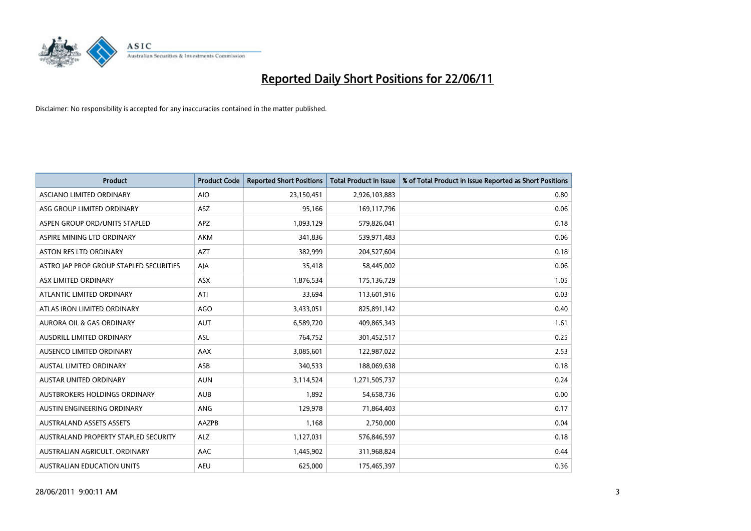# Reported Daily Short Positions for 22/06/11

Disclaimer: No responsibility is accepted for any inaccuracies contained in the matter published.

| Product | Product Code | Reported Short Positions | Total Product in Issue | % of Total Product in Issue Reported as Short Positions |
|---|---|---|---|---|
| ASCIANO LIMITED ORDINARY | AIO | 23,150,451 | 2,926,103,883 | 0.80 |
| ASG GROUP LIMITED ORDINARY | ASZ | 95,166 | 169,117,796 | 0.06 |
| ASPEN GROUP ORD/UNITS STAPLED | APZ | 1,093,129 | 579,826,041 | 0.18 |
| ASPIRE MINING LTD ORDINARY | AKM | 341,836 | 539,971,483 | 0.06 |
| ASTON RES LTD ORDINARY | AZT | 382,999 | 204,527,604 | 0.18 |
| ASTRO JAP PROP GROUP STAPLED SECURITIES | AJA | 35,418 | 58,445,002 | 0.06 |
| ASX LIMITED ORDINARY | ASX | 1,876,534 | 175,136,729 | 1.05 |
| ATLANTIC LIMITED ORDINARY | ATI | 33,694 | 113,601,916 | 0.03 |
| ATLAS IRON LIMITED ORDINARY | AGO | 3,433,051 | 825,891,142 | 0.40 |
| AURORA OIL & GAS ORDINARY | AUT | 6,589,720 | 409,865,343 | 1.61 |
| AUSDRILL LIMITED ORDINARY | ASL | 764,752 | 301,452,517 | 0.25 |
| AUSENCO LIMITED ORDINARY | AAX | 3,085,601 | 122,987,022 | 2.53 |
| AUSTAL LIMITED ORDINARY | ASB | 340,533 | 188,069,638 | 0.18 |
| AUSTAR UNITED ORDINARY | AUN | 3,114,524 | 1,271,505,737 | 0.24 |
| AUSTBROKERS HOLDINGS ORDINARY | AUB | 1,892 | 54,658,736 | 0.00 |
| AUSTIN ENGINEERING ORDINARY | ANG | 129,978 | 71,864,403 | 0.17 |
| AUSTRALAND ASSETS ASSETS | AAZPB | 1,168 | 2,750,000 | 0.04 |
| AUSTRALAND PROPERTY STAPLED SECURITY | ALZ | 1,127,031 | 576,846,597 | 0.18 |
| AUSTRALIAN AGRICULT. ORDINARY | AAC | 1,445,902 | 311,968,824 | 0.44 |
| AUSTRALIAN EDUCATION UNITS | AEU | 625,000 | 175,465,397 | 0.36 |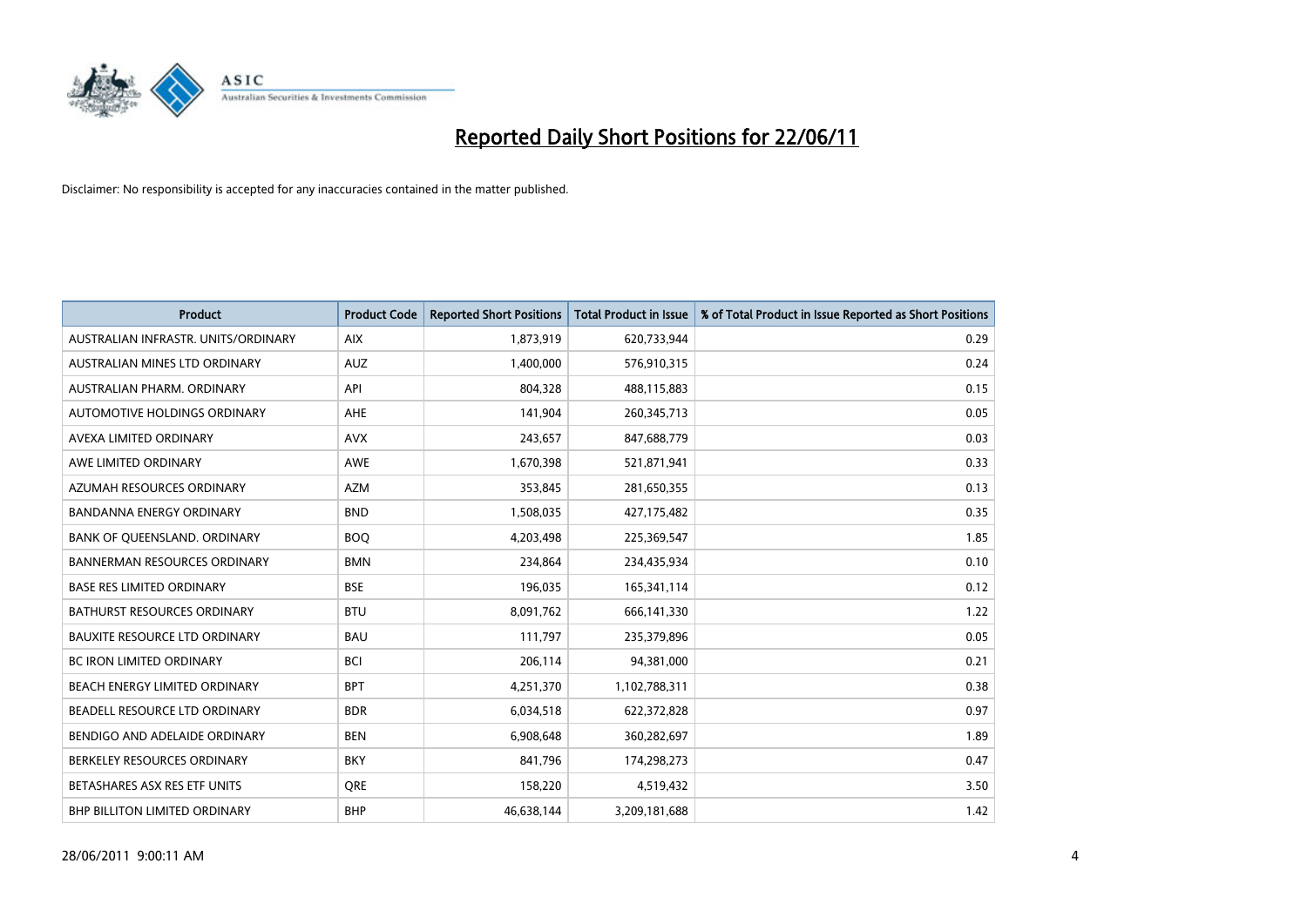# Reported Daily Short Positions for 22/06/11

Disclaimer: No responsibility is accepted for any inaccuracies contained in the matter published.

| Product | Product Code | Reported Short Positions | Total Product in Issue | % of Total Product in Issue Reported as Short Positions |
|---|---|---|---|---|
| AUSTRALIAN INFRASTR. UNITS/ORDINARY | AIX | 1,873,919 | 620,733,944 | 0.29 |
| AUSTRALIAN MINES LTD ORDINARY | AUZ | 1,400,000 | 576,910,315 | 0.24 |
| AUSTRALIAN PHARM. ORDINARY | API | 804,328 | 488,115,883 | 0.15 |
| AUTOMOTIVE HOLDINGS ORDINARY | AHE | 141,904 | 260,345,713 | 0.05 |
| AVEXA LIMITED ORDINARY | AVX | 243,657 | 847,688,779 | 0.03 |
| AWE LIMITED ORDINARY | AWE | 1,670,398 | 521,871,941 | 0.33 |
| AZUMAH RESOURCES ORDINARY | AZM | 353,845 | 281,650,355 | 0.13 |
| BANDANNA ENERGY ORDINARY | BND | 1,508,035 | 427,175,482 | 0.35 |
| BANK OF QUEENSLAND. ORDINARY | BOQ | 4,203,498 | 225,369,547 | 1.85 |
| BANNERMAN RESOURCES ORDINARY | BMN | 234,864 | 234,435,934 | 0.10 |
| BASE RES LIMITED ORDINARY | BSE | 196,035 | 165,341,114 | 0.12 |
| BATHURST RESOURCES ORDINARY | BTU | 8,091,762 | 666,141,330 | 1.22 |
| BAUXITE RESOURCE LTD ORDINARY | BAU | 111,797 | 235,379,896 | 0.05 |
| BC IRON LIMITED ORDINARY | BCI | 206,114 | 94,381,000 | 0.21 |
| BEACH ENERGY LIMITED ORDINARY | BPT | 4,251,370 | 1,102,788,311 | 0.38 |
| BEADELL RESOURCE LTD ORDINARY | BDR | 6,034,518 | 622,372,828 | 0.97 |
| BENDIGO AND ADELAIDE ORDINARY | BEN | 6,908,648 | 360,282,697 | 1.89 |
| BERKELEY RESOURCES ORDINARY | BKY | 841,796 | 174,298,273 | 0.47 |
| BETASHARES ASX RES ETF UNITS | QRE | 158,220 | 4,519,432 | 3.50 |
| BHP BILLITON LIMITED ORDINARY | BHP | 46,638,144 | 3,209,181,688 | 1.42 |

28/06/2011 9:00:11 AM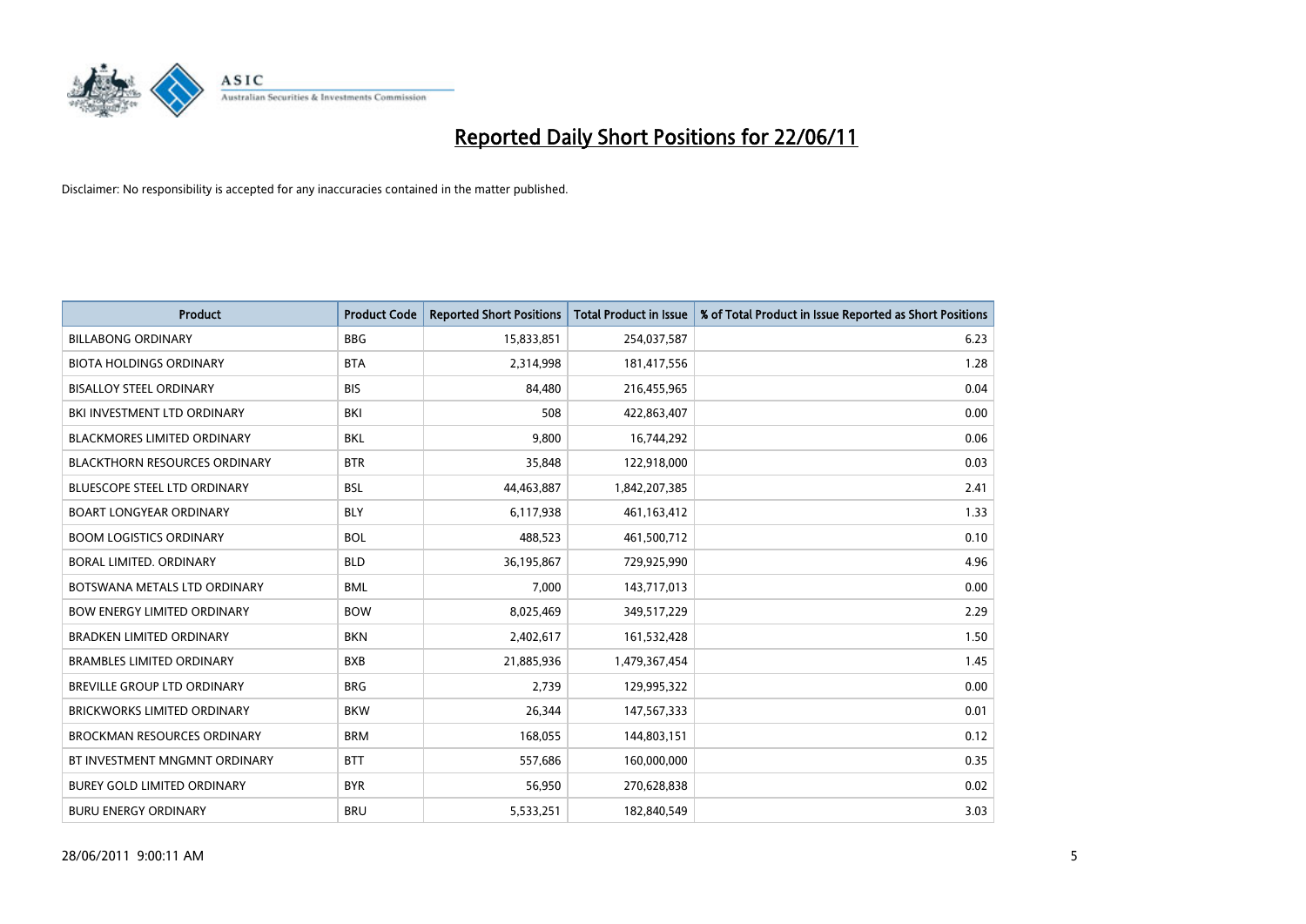# Reported Daily Short Positions for 22/06/11

Disclaimer: No responsibility is accepted for any inaccuracies contained in the matter published.

| Product | Product Code | Reported Short Positions | Total Product in Issue | % of Total Product in Issue Reported as Short Positions |
|---|---|---|---|---|
| BILLABONG ORDINARY | BBG | 15,833,851 | 254,037,587 | 6.23 |
| BIOTA HOLDINGS ORDINARY | BTA | 2,314,998 | 181,417,556 | 1.28 |
| BISALLOY STEEL ORDINARY | BIS | 84,480 | 216,455,965 | 0.04 |
| BKI INVESTMENT LTD ORDINARY | BKI | 508 | 422,863,407 | 0.00 |
| BLACKMORES LIMITED ORDINARY | BKL | 9,800 | 16,744,292 | 0.06 |
| BLACKTHORN RESOURCES ORDINARY | BTR | 35,848 | 122,918,000 | 0.03 |
| BLUESCOPE STEEL LTD ORDINARY | BSL | 44,463,887 | 1,842,207,385 | 2.41 |
| BOART LONGYEAR ORDINARY | BLY | 6,117,938 | 461,163,412 | 1.33 |
| BOOM LOGISTICS ORDINARY | BOL | 488,523 | 461,500,712 | 0.10 |
| BORAL LIMITED. ORDINARY | BLD | 36,195,867 | 729,925,990 | 4.96 |
| BOTSWANA METALS LTD ORDINARY | BML | 7,000 | 143,717,013 | 0.00 |
| BOW ENERGY LIMITED ORDINARY | BOW | 8,025,469 | 349,517,229 | 2.29 |
| BRADKEN LIMITED ORDINARY | BKN | 2,402,617 | 161,532,428 | 1.50 |
| BRAMBLES LIMITED ORDINARY | BXB | 21,885,936 | 1,479,367,454 | 1.45 |
| BREVILLE GROUP LTD ORDINARY | BRG | 2,739 | 129,995,322 | 0.00 |
| BRICKWORKS LIMITED ORDINARY | BKW | 26,344 | 147,567,333 | 0.01 |
| BROCKMAN RESOURCES ORDINARY | BRM | 168,055 | 144,803,151 | 0.12 |
| BT INVESTMENT MNGMNT ORDINARY | BTT | 557,686 | 160,000,000 | 0.35 |
| BUREY GOLD LIMITED ORDINARY | BYR | 56,950 | 270,628,838 | 0.02 |
| BURU ENERGY ORDINARY | BRU | 5,533,251 | 182,840,549 | 3.03 |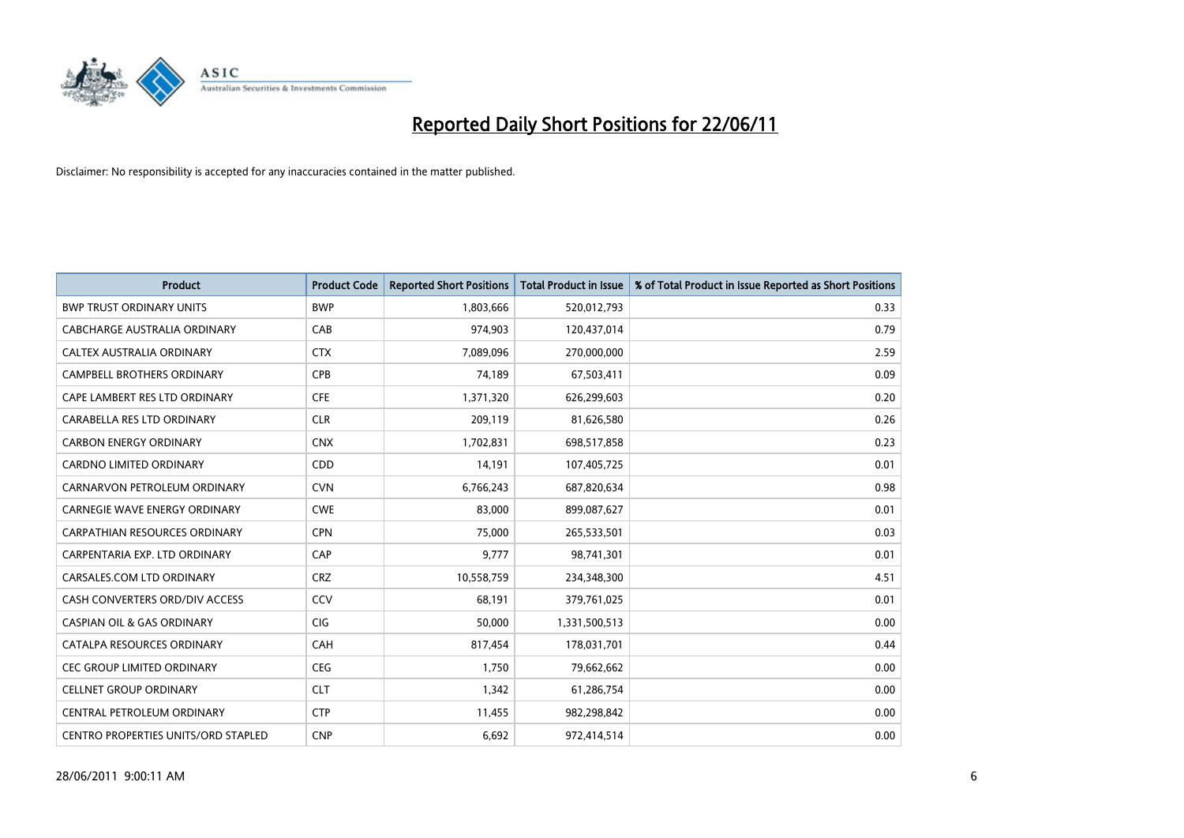# Reported Daily Short Positions for 22/06/11

Disclaimer: No responsibility is accepted for any inaccuracies contained in the matter published.

| Product | Product Code | Reported Short Positions | Total Product in Issue | % of Total Product in Issue Reported as Short Positions |
| --- | --- | --- | --- | --- |
| BWP TRUST ORDINARY UNITS | BWP | 1,803,666 | 520,012,793 | 0.33 |
| CABCHARGE AUSTRALIA ORDINARY | CAB | 974,903 | 120,437,014 | 0.79 |
| CALTEX AUSTRALIA ORDINARY | CTX | 7,089,096 | 270,000,000 | 2.59 |
| CAMPBELL BROTHERS ORDINARY | CPB | 74,189 | 67,503,411 | 0.09 |
| CAPE LAMBERT RES LTD ORDINARY | CFE | 1,371,320 | 626,299,603 | 0.20 |
| CARABELLA RES LTD ORDINARY | CLR | 209,119 | 81,626,580 | 0.26 |
| CARBON ENERGY ORDINARY | CNX | 1,702,831 | 698,517,858 | 0.23 |
| CARDNO LIMITED ORDINARY | CDD | 14,191 | 107,405,725 | 0.01 |
| CARNARVON PETROLEUM ORDINARY | CVN | 6,766,243 | 687,820,634 | 0.98 |
| CARNEGIE WAVE ENERGY ORDINARY | CWE | 83,000 | 899,087,627 | 0.01 |
| CARPATHIAN RESOURCES ORDINARY | CPN | 75,000 | 265,533,501 | 0.03 |
| CARPENTARIA EXP. LTD ORDINARY | CAP | 9,777 | 98,741,301 | 0.01 |
| CARSALES.COM LTD ORDINARY | CRZ | 10,558,759 | 234,348,300 | 4.51 |
| CASH CONVERTERS ORD/DIV ACCESS | CCV | 68,191 | 379,761,025 | 0.01 |
| CASPIAN OIL & GAS ORDINARY | CIG | 50,000 | 1,331,500,513 | 0.00 |
| CATALPA RESOURCES ORDINARY | CAH | 817,454 | 178,031,701 | 0.44 |
| CEC GROUP LIMITED ORDINARY | CEG | 1,750 | 79,662,662 | 0.00 |
| CELLNET GROUP ORDINARY | CLT | 1,342 | 61,286,754 | 0.00 |
| CENTRAL PETROLEUM ORDINARY | CTP | 11,455 | 982,298,842 | 0.00 |
| CENTRO PROPERTIES UNITS/ORD STAPLED | CNP | 6,692 | 972,414,514 | 0.00 |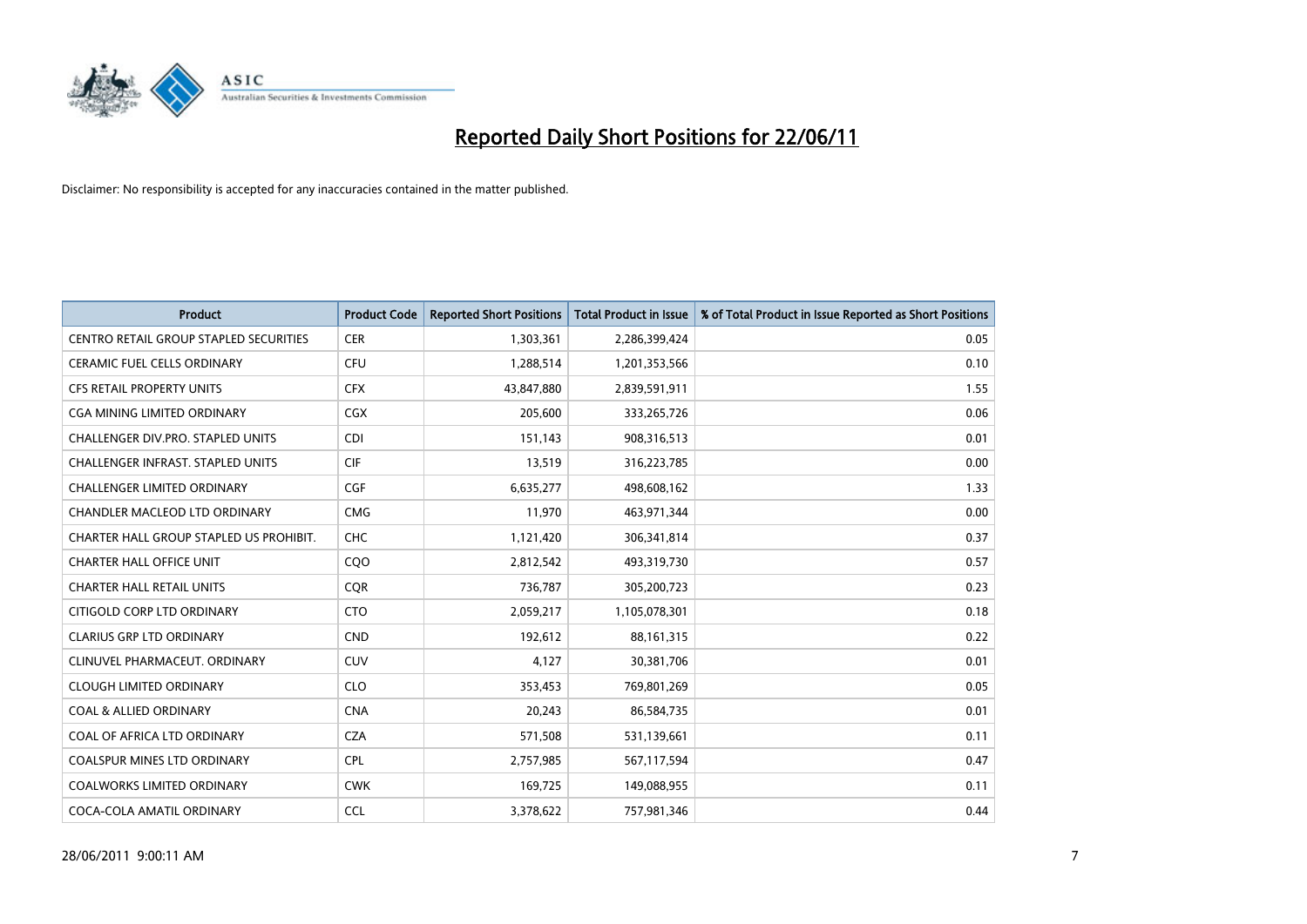# Reported Daily Short Positions for 22/06/11

Disclaimer: No responsibility is accepted for any inaccuracies contained in the matter published.

| Product | Product Code | Reported Short Positions | Total Product in Issue | % of Total Product in Issue Reported as Short Positions |
|---|---|---|---|---|
| CENTRO RETAIL GROUP STAPLED SECURITIES | CER | 1,303,361 | 2,286,399,424 | 0.05 |
| CERAMIC FUEL CELLS ORDINARY | CFU | 1,288,514 | 1,201,353,566 | 0.10 |
| CFS RETAIL PROPERTY UNITS | CFX | 43,847,880 | 2,839,591,911 | 1.55 |
| CGA MINING LIMITED ORDINARY | CGX | 205,600 | 333,265,726 | 0.06 |
| CHALLENGER DIV.PRO. STAPLED UNITS | CDI | 151,143 | 908,316,513 | 0.01 |
| CHALLENGER INFRAST. STAPLED UNITS | CIF | 13,519 | 316,223,785 | 0.00 |
| CHALLENGER LIMITED ORDINARY | CGF | 6,635,277 | 498,608,162 | 1.33 |
| CHANDLER MACLEOD LTD ORDINARY | CMG | 11,970 | 463,971,344 | 0.00 |
| CHARTER HALL GROUP STAPLED US PROHIBIT. | CHC | 1,121,420 | 306,341,814 | 0.37 |
| CHARTER HALL OFFICE UNIT | CQO | 2,812,542 | 493,319,730 | 0.57 |
| CHARTER HALL RETAIL UNITS | CQR | 736,787 | 305,200,723 | 0.23 |
| CITIGOLD CORP LTD ORDINARY | CTO | 2,059,217 | 1,105,078,301 | 0.18 |
| CLARIUS GRP LTD ORDINARY | CND | 192,612 | 88,161,315 | 0.22 |
| CLINUVEL PHARMACEUT. ORDINARY | CUV | 4,127 | 30,381,706 | 0.01 |
| CLOUGH LIMITED ORDINARY | CLO | 353,453 | 769,801,269 | 0.05 |
| COAL & ALLIED ORDINARY | CNA | 20,243 | 86,584,735 | 0.01 |
| COAL OF AFRICA LTD ORDINARY | CZA | 571,508 | 531,139,661 | 0.11 |
| COALSPUR MINES LTD ORDINARY | CPL | 2,757,985 | 567,117,594 | 0.47 |
| COALWORKS LIMITED ORDINARY | CWK | 169,725 | 149,088,955 | 0.11 |
| COCA-COLA AMATIL ORDINARY | CCL | 3,378,622 | 757,981,346 | 0.44 |

28/06/2011 9:00:11 AM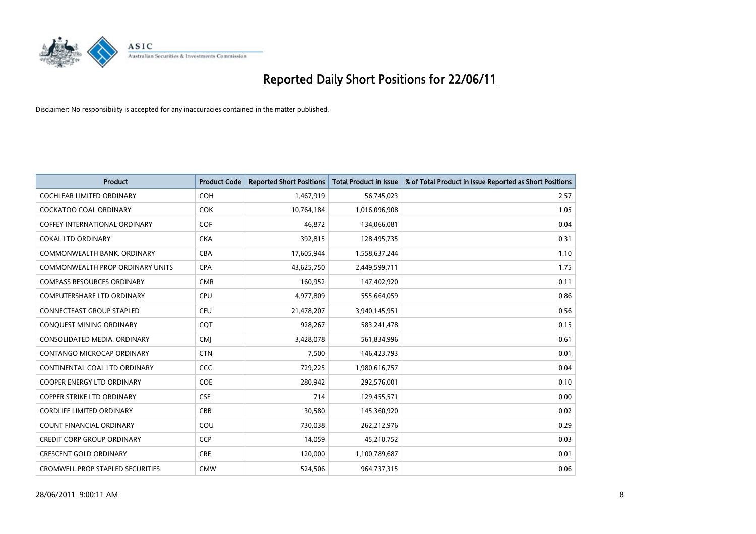# Reported Daily Short Positions for 22/06/11

Disclaimer: No responsibility is accepted for any inaccuracies contained in the matter published.

| Product | Product Code | Reported Short Positions | Total Product in Issue | % of Total Product in Issue Reported as Short Positions |
|---|---|---|---|---|
| COCHLEAR LIMITED ORDINARY | COH | 1,467,919 | 56,745,023 | 2.57 |
| COCKATOO COAL ORDINARY | COK | 10,764,184 | 1,016,096,908 | 1.05 |
| COFFEY INTERNATIONAL ORDINARY | COF | 46,872 | 134,066,081 | 0.04 |
| COKAL LTD ORDINARY | CKA | 392,815 | 128,495,735 | 0.31 |
| COMMONWEALTH BANK. ORDINARY | CBA | 17,605,944 | 1,558,637,244 | 1.10 |
| COMMONWEALTH PROP ORDINARY UNITS | CPA | 43,625,750 | 2,449,599,711 | 1.75 |
| COMPASS RESOURCES ORDINARY | CMR | 160,952 | 147,402,920 | 0.11 |
| COMPUTERSHARE LTD ORDINARY | CPU | 4,977,809 | 555,664,059 | 0.86 |
| CONNECTEAST GROUP STAPLED | CEU | 21,478,207 | 3,940,145,951 | 0.56 |
| CONQUEST MINING ORDINARY | CQT | 928,267 | 583,241,478 | 0.15 |
| CONSOLIDATED MEDIA. ORDINARY | CMJ | 3,428,078 | 561,834,996 | 0.61 |
| CONTANGO MICROCAP ORDINARY | CTN | 7,500 | 146,423,793 | 0.01 |
| CONTINENTAL COAL LTD ORDINARY | CCC | 729,225 | 1,980,616,757 | 0.04 |
| COOPER ENERGY LTD ORDINARY | COE | 280,942 | 292,576,001 | 0.10 |
| COPPER STRIKE LTD ORDINARY | CSE | 714 | 129,455,571 | 0.00 |
| CORDLIFE LIMITED ORDINARY | CBB | 30,580 | 145,360,920 | 0.02 |
| COUNT FINANCIAL ORDINARY | COU | 730,038 | 262,212,976 | 0.29 |
| CREDIT CORP GROUP ORDINARY | CCP | 14,059 | 45,210,752 | 0.03 |
| CRESCENT GOLD ORDINARY | CRE | 120,000 | 1,100,789,687 | 0.01 |
| CROMWELL PROP STAPLED SECURITIES | CMW | 524,506 | 964,737,315 | 0.06 |

28/06/2011 9:00:11 AM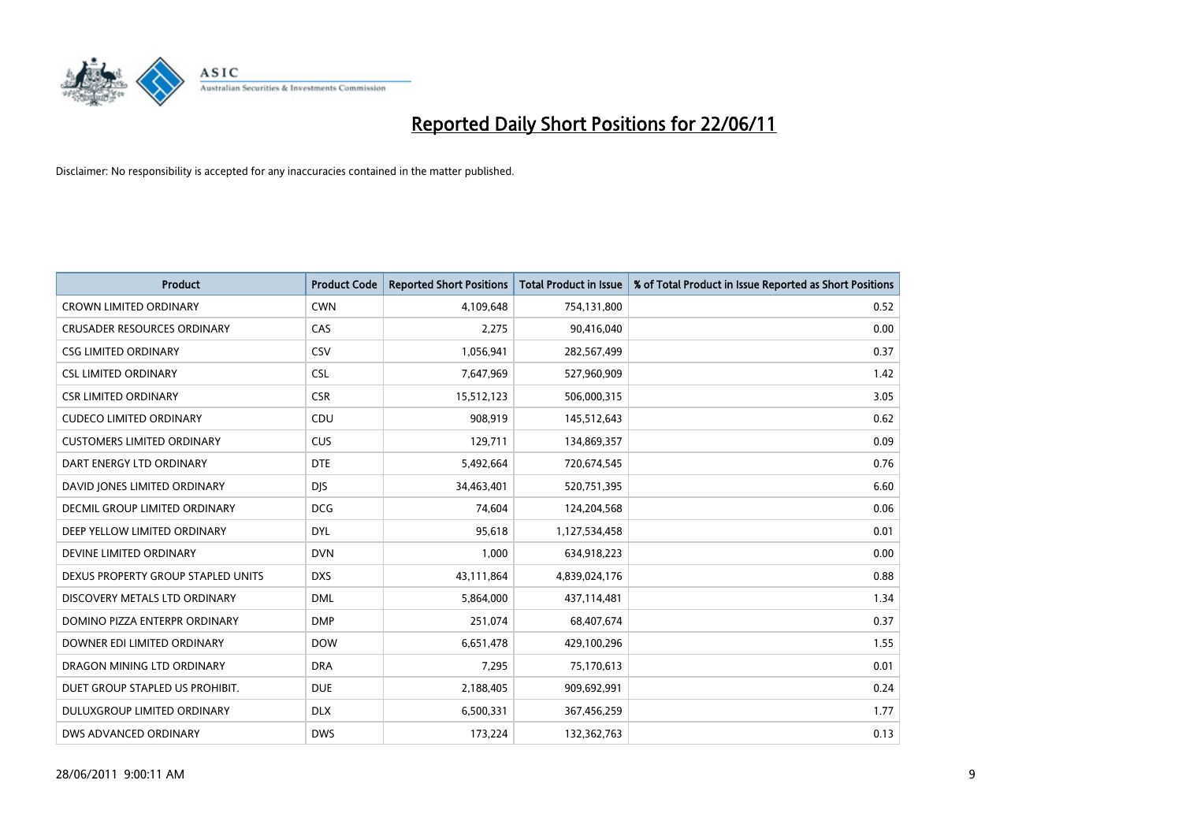# Reported Daily Short Positions for 22/06/11

Disclaimer: No responsibility is accepted for any inaccuracies contained in the matter published.

| Product | Product Code | Reported Short Positions | Total Product in Issue | % of Total Product in Issue Reported as Short Positions |
|---|---|---|---|---|
| CROWN LIMITED ORDINARY | CWN | 4,109,648 | 754,131,800 | 0.52 |
| CRUSADER RESOURCES ORDINARY | CAS | 2,275 | 90,416,040 | 0.00 |
| CSG LIMITED ORDINARY | CSV | 1,056,941 | 282,567,499 | 0.37 |
| CSL LIMITED ORDINARY | CSL | 7,647,969 | 527,960,909 | 1.42 |
| CSR LIMITED ORDINARY | CSR | 15,512,123 | 506,000,315 | 3.05 |
| CUDECO LIMITED ORDINARY | CDU | 908,919 | 145,512,643 | 0.62 |
| CUSTOMERS LIMITED ORDINARY | CUS | 129,711 | 134,869,357 | 0.09 |
| DART ENERGY LTD ORDINARY | DTE | 5,492,664 | 720,674,545 | 0.76 |
| DAVID JONES LIMITED ORDINARY | DJS | 34,463,401 | 520,751,395 | 6.60 |
| DECMIL GROUP LIMITED ORDINARY | DCG | 74,604 | 124,204,568 | 0.06 |
| DEEP YELLOW LIMITED ORDINARY | DYL | 95,618 | 1,127,534,458 | 0.01 |
| DEVINE LIMITED ORDINARY | DVN | 1,000 | 634,918,223 | 0.00 |
| DEXUS PROPERTY GROUP STAPLED UNITS | DXS | 43,111,864 | 4,839,024,176 | 0.88 |
| DISCOVERY METALS LTD ORDINARY | DML | 5,864,000 | 437,114,481 | 1.34 |
| DOMINO PIZZA ENTERPR ORDINARY | DMP | 251,074 | 68,407,674 | 0.37 |
| DOWNER EDI LIMITED ORDINARY | DOW | 6,651,478 | 429,100,296 | 1.55 |
| DRAGON MINING LTD ORDINARY | DRA | 7,295 | 75,170,613 | 0.01 |
| DUET GROUP STAPLED US PROHIBIT. | DUE | 2,188,405 | 909,692,991 | 0.24 |
| DULUXGROUP LIMITED ORDINARY | DLX | 6,500,331 | 367,456,259 | 1.77 |
| DWS ADVANCED ORDINARY | DWS | 173,224 | 132,362,763 | 0.13 |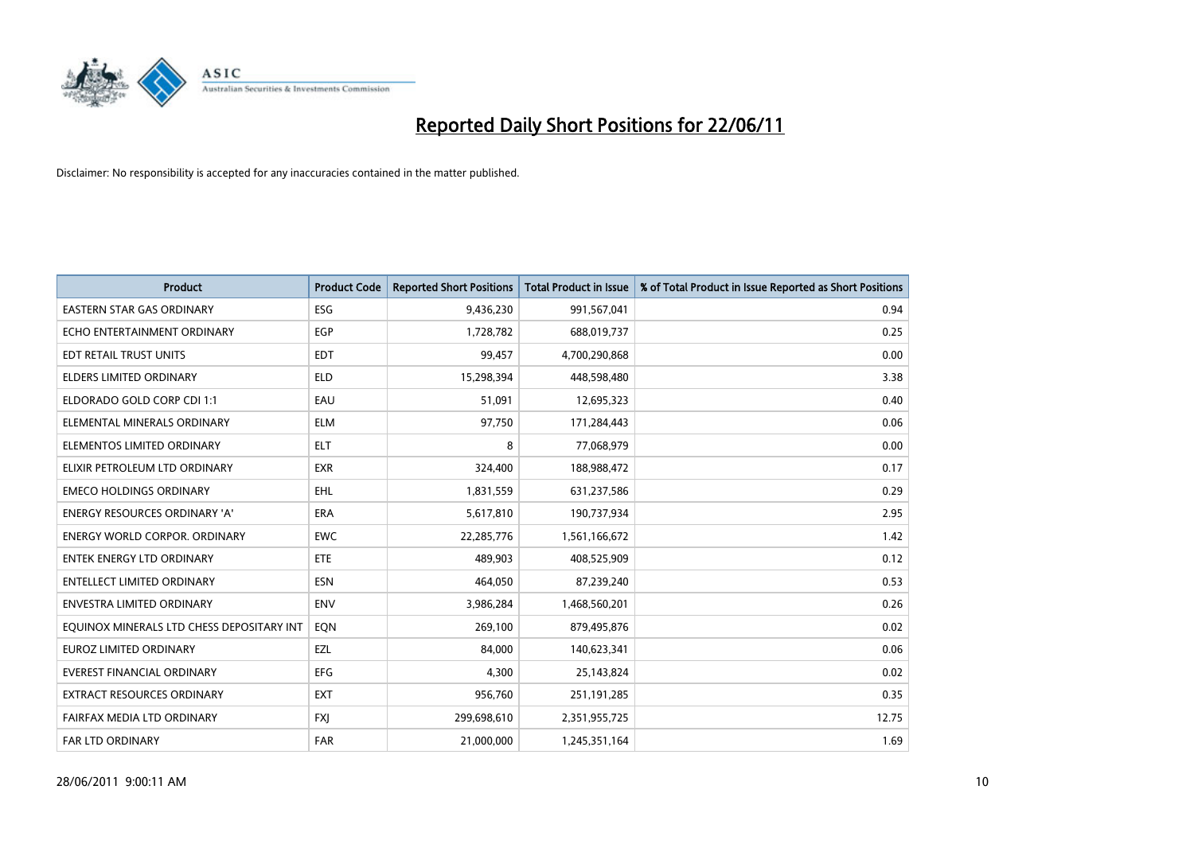# Reported Daily Short Positions for 22/06/11

Disclaimer: No responsibility is accepted for any inaccuracies contained in the matter published.

| Product | Product Code | Reported Short Positions | Total Product in Issue | % of Total Product in Issue Reported as Short Positions |
|---|---|---|---|---|
| EASTERN STAR GAS ORDINARY | ESG | 9,436,230 | 991,567,041 | 0.94 |
| ECHO ENTERTAINMENT ORDINARY | EGP | 1,728,782 | 688,019,737 | 0.25 |
| EDT RETAIL TRUST UNITS | EDT | 99,457 | 4,700,290,868 | 0.00 |
| ELDERS LIMITED ORDINARY | ELD | 15,298,394 | 448,598,480 | 3.38 |
| ELDORADO GOLD CORP CDI 1:1 | EAU | 51,091 | 12,695,323 | 0.40 |
| ELEMENTAL MINERALS ORDINARY | ELM | 97,750 | 171,284,443 | 0.06 |
| ELEMENTOS LIMITED ORDINARY | ELT | 8 | 77,068,979 | 0.00 |
| ELIXIR PETROLEUM LTD ORDINARY | EXR | 324,400 | 188,988,472 | 0.17 |
| EMECO HOLDINGS ORDINARY | EHL | 1,831,559 | 631,237,586 | 0.29 |
| ENERGY RESOURCES ORDINARY 'A' | ERA | 5,617,810 | 190,737,934 | 2.95 |
| ENERGY WORLD CORPOR. ORDINARY | EWC | 22,285,776 | 1,561,166,672 | 1.42 |
| ENTEK ENERGY LTD ORDINARY | ETE | 489,903 | 408,525,909 | 0.12 |
| ENTELLECT LIMITED ORDINARY | ESN | 464,050 | 87,239,240 | 0.53 |
| ENVESTRA LIMITED ORDINARY | ENV | 3,986,284 | 1,468,560,201 | 0.26 |
| EQUINOX MINERALS LTD CHESS DEPOSITARY INT | EQN | 269,100 | 879,495,876 | 0.02 |
| EUROZ LIMITED ORDINARY | EZL | 84,000 | 140,623,341 | 0.06 |
| EVEREST FINANCIAL ORDINARY | EFG | 4,300 | 25,143,824 | 0.02 |
| EXTRACT RESOURCES ORDINARY | EXT | 956,760 | 251,191,285 | 0.35 |
| FAIRFAX MEDIA LTD ORDINARY | FXJ | 299,698,610 | 2,351,955,725 | 12.75 |
| FAR LTD ORDINARY | FAR | 21,000,000 | 1,245,351,164 | 1.69 |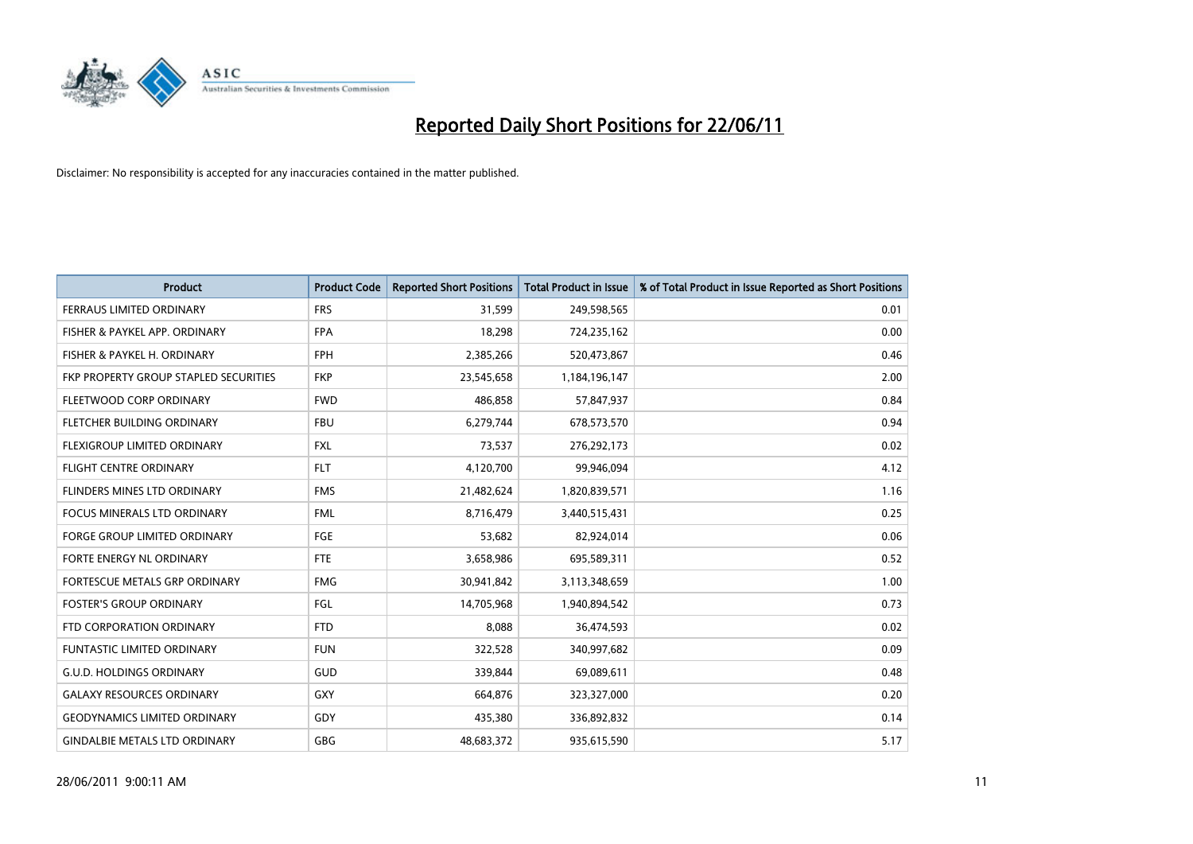# Reported Daily Short Positions for 22/06/11

Disclaimer: No responsibility is accepted for any inaccuracies contained in the matter published.

| Product | Product Code | Reported Short Positions | Total Product in Issue | % of Total Product in Issue Reported as Short Positions |
|---|---|---|---|---|
| FERRAUS LIMITED ORDINARY | FRS | 31,599 | 249,598,565 | 0.01 |
| FISHER & PAYKEL APP. ORDINARY | FPA | 18,298 | 724,235,162 | 0.00 |
| FISHER & PAYKEL H. ORDINARY | FPH | 2,385,266 | 520,473,867 | 0.46 |
| FKP PROPERTY GROUP STAPLED SECURITIES | FKP | 23,545,658 | 1,184,196,147 | 2.00 |
| FLEETWOOD CORP ORDINARY | FWD | 486,858 | 57,847,937 | 0.84 |
| FLETCHER BUILDING ORDINARY | FBU | 6,279,744 | 678,573,570 | 0.94 |
| FLEXIGROUP LIMITED ORDINARY | FXL | 73,537 | 276,292,173 | 0.02 |
| FLIGHT CENTRE ORDINARY | FLT | 4,120,700 | 99,946,094 | 4.12 |
| FLINDERS MINES LTD ORDINARY | FMS | 21,482,624 | 1,820,839,571 | 1.16 |
| FOCUS MINERALS LTD ORDINARY | FML | 8,716,479 | 3,440,515,431 | 0.25 |
| FORGE GROUP LIMITED ORDINARY | FGE | 53,682 | 82,924,014 | 0.06 |
| FORTE ENERGY NL ORDINARY | FTE | 3,658,986 | 695,589,311 | 0.52 |
| FORTESCUE METALS GRP ORDINARY | FMG | 30,941,842 | 3,113,348,659 | 1.00 |
| FOSTER'S GROUP ORDINARY | FGL | 14,705,968 | 1,940,894,542 | 0.73 |
| FTD CORPORATION ORDINARY | FTD | 8,088 | 36,474,593 | 0.02 |
| FUNTASTIC LIMITED ORDINARY | FUN | 322,528 | 340,997,682 | 0.09 |
| G.U.D. HOLDINGS ORDINARY | GUD | 339,844 | 69,089,611 | 0.48 |
| GALAXY RESOURCES ORDINARY | GXY | 664,876 | 323,327,000 | 0.20 |
| GEODYNAMICS LIMITED ORDINARY | GDY | 435,380 | 336,892,832 | 0.14 |
| GINDALBIE METALS LTD ORDINARY | GBG | 48,683,372 | 935,615,590 | 5.17 |

28/06/2011 9:00:11 AM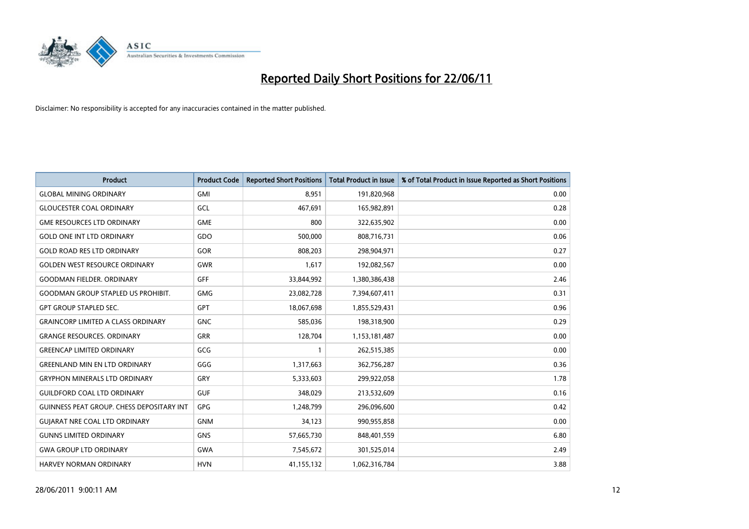# Reported Daily Short Positions for 22/06/11

Disclaimer: No responsibility is accepted for any inaccuracies contained in the matter published.

| Product | Product Code | Reported Short Positions | Total Product in Issue | % of Total Product in Issue Reported as Short Positions |
|---|---|---|---|---|
| GLOBAL MINING ORDINARY | GMI | 8,951 | 191,820,968 | 0.00 |
| GLOUCESTER COAL ORDINARY | GCL | 467,691 | 165,982,891 | 0.28 |
| GME RESOURCES LTD ORDINARY | GME | 800 | 322,635,902 | 0.00 |
| GOLD ONE INT LTD ORDINARY | GDO | 500,000 | 808,716,731 | 0.06 |
| GOLD ROAD RES LTD ORDINARY | GOR | 808,203 | 298,904,971 | 0.27 |
| GOLDEN WEST RESOURCE ORDINARY | GWR | 1,617 | 192,082,567 | 0.00 |
| GOODMAN FIELDER. ORDINARY | GFF | 33,844,992 | 1,380,386,438 | 2.46 |
| GOODMAN GROUP STAPLED US PROHIBIT. | GMG | 23,082,728 | 7,394,607,411 | 0.31 |
| GPT GROUP STAPLED SEC. | GPT | 18,067,698 | 1,855,529,431 | 0.96 |
| GRAINCORP LIMITED A CLASS ORDINARY | GNC | 585,036 | 198,318,900 | 0.29 |
| GRANGE RESOURCES. ORDINARY | GRR | 128,704 | 1,153,181,487 | 0.00 |
| GREENCAP LIMITED ORDINARY | GCG | 1 | 262,515,385 | 0.00 |
| GREENLAND MIN EN LTD ORDINARY | GGG | 1,317,663 | 362,756,287 | 0.36 |
| GRYPHON MINERALS LTD ORDINARY | GRY | 5,333,603 | 299,922,058 | 1.78 |
| GUILDFORD COAL LTD ORDINARY | GUF | 348,029 | 213,532,609 | 0.16 |
| GUINNESS PEAT GROUP. CHESS DEPOSITARY INT | GPG | 1,248,799 | 296,096,600 | 0.42 |
| GUJARAT NRE COAL LTD ORDINARY | GNM | 34,123 | 990,955,858 | 0.00 |
| GUNNS LIMITED ORDINARY | GNS | 57,665,730 | 848,401,559 | 6.80 |
| GWA GROUP LTD ORDINARY | GWA | 7,545,672 | 301,525,014 | 2.49 |
| HARVEY NORMAN ORDINARY | HVN | 41,155,132 | 1,062,316,784 | 3.88 |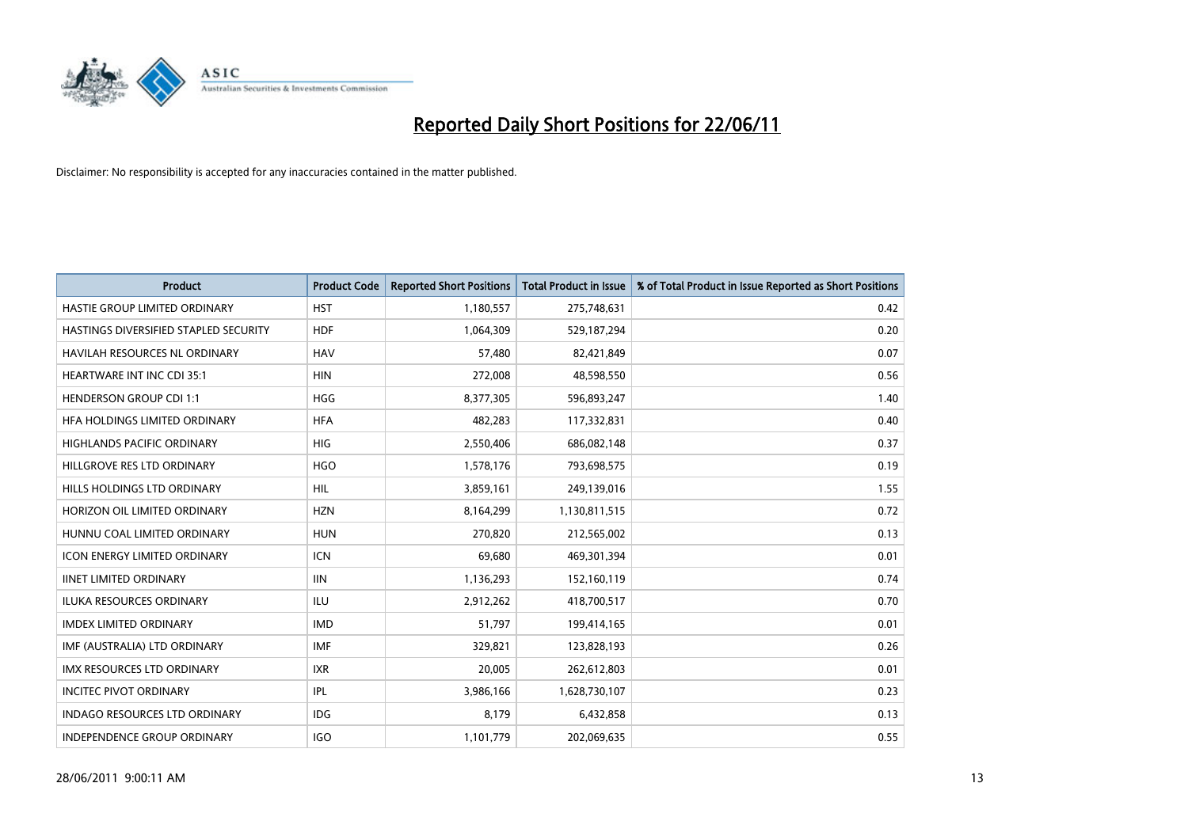# Reported Daily Short Positions for 22/06/11

Disclaimer: No responsibility is accepted for any inaccuracies contained in the matter published.

| Product | Product Code | Reported Short Positions | Total Product in Issue | % of Total Product in Issue Reported as Short Positions |
|---|---|---|---|---|
| HASTIE GROUP LIMITED ORDINARY | HST | 1,180,557 | 275,748,631 | 0.42 |
| HASTINGS DIVERSIFIED STAPLED SECURITY | HDF | 1,064,309 | 529,187,294 | 0.20 |
| HAVILAH RESOURCES NL ORDINARY | HAV | 57,480 | 82,421,849 | 0.07 |
| HEARTWARE INT INC CDI 35:1 | HIN | 272,008 | 48,598,550 | 0.56 |
| HENDERSON GROUP CDI 1:1 | HGG | 8,377,305 | 596,893,247 | 1.40 |
| HFA HOLDINGS LIMITED ORDINARY | HFA | 482,283 | 117,332,831 | 0.40 |
| HIGHLANDS PACIFIC ORDINARY | HIG | 2,550,406 | 686,082,148 | 0.37 |
| HILLGROVE RES LTD ORDINARY | HGO | 1,578,176 | 793,698,575 | 0.19 |
| HILLS HOLDINGS LTD ORDINARY | HIL | 3,859,161 | 249,139,016 | 1.55 |
| HORIZON OIL LIMITED ORDINARY | HZN | 8,164,299 | 1,130,811,515 | 0.72 |
| HUNNU COAL LIMITED ORDINARY | HUN | 270,820 | 212,565,002 | 0.13 |
| ICON ENERGY LIMITED ORDINARY | ICN | 69,680 | 469,301,394 | 0.01 |
| IINET LIMITED ORDINARY | IIN | 1,136,293 | 152,160,119 | 0.74 |
| ILUKA RESOURCES ORDINARY | ILU | 2,912,262 | 418,700,517 | 0.70 |
| IMDEX LIMITED ORDINARY | IMD | 51,797 | 199,414,165 | 0.01 |
| IMF (AUSTRALIA) LTD ORDINARY | IMF | 329,821 | 123,828,193 | 0.26 |
| IMX RESOURCES LTD ORDINARY | IXR | 20,005 | 262,612,803 | 0.01 |
| INCITEC PIVOT ORDINARY | IPL | 3,986,166 | 1,628,730,107 | 0.23 |
| INDAGO RESOURCES LTD ORDINARY | IDG | 8,179 | 6,432,858 | 0.13 |
| INDEPENDENCE GROUP ORDINARY | IGO | 1,101,779 | 202,069,635 | 0.55 |

28/06/2011 9:00:11 AM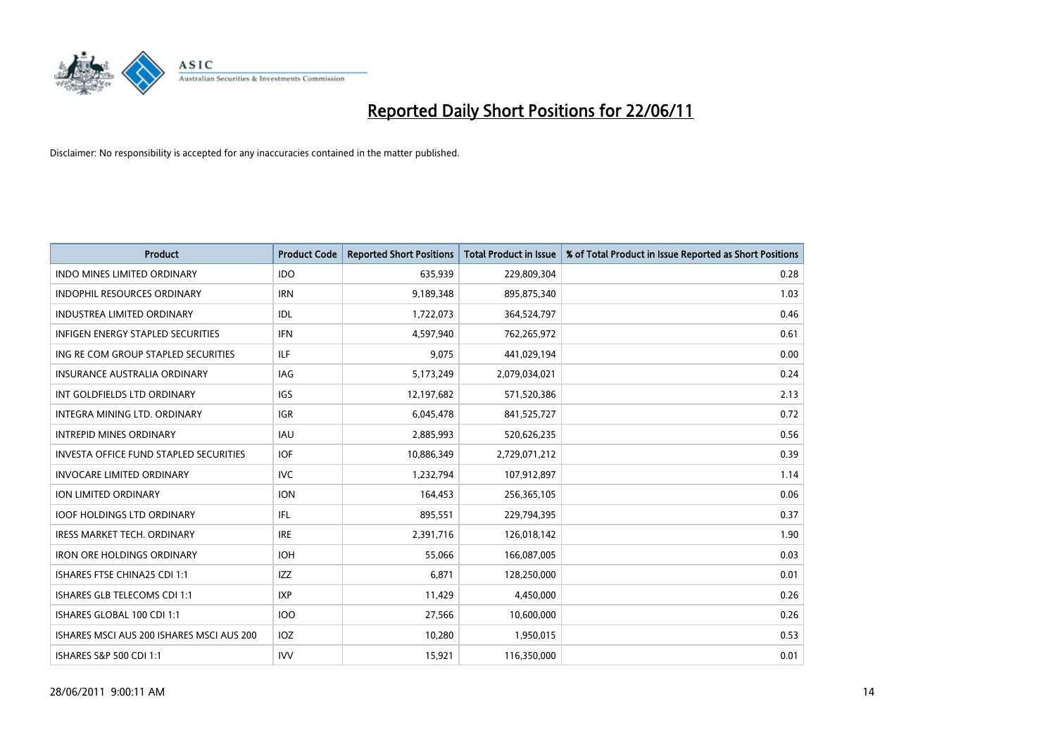# Reported Daily Short Positions for 22/06/11

Disclaimer: No responsibility is accepted for any inaccuracies contained in the matter published.

| Product | Product Code | Reported Short Positions | Total Product in Issue | % of Total Product in Issue Reported as Short Positions |
|---|---|---|---|---|
| INDO MINES LIMITED ORDINARY | IDO | 635,939 | 229,809,304 | 0.28 |
| INDOPHIL RESOURCES ORDINARY | IRN | 9,189,348 | 895,875,340 | 1.03 |
| INDUSTREA LIMITED ORDINARY | IDL | 1,722,073 | 364,524,797 | 0.46 |
| INFIGEN ENERGY STAPLED SECURITIES | IFN | 4,597,940 | 762,265,972 | 0.61 |
| ING RE COM GROUP STAPLED SECURITIES | ILF | 9,075 | 441,029,194 | 0.00 |
| INSURANCE AUSTRALIA ORDINARY | IAG | 5,173,249 | 2,079,034,021 | 0.24 |
| INT GOLDFIELDS LTD ORDINARY | IGS | 12,197,682 | 571,520,386 | 2.13 |
| INTEGRA MINING LTD. ORDINARY | IGR | 6,045,478 | 841,525,727 | 0.72 |
| INTREPID MINES ORDINARY | IAU | 2,885,993 | 520,626,235 | 0.56 |
| INVESTA OFFICE FUND STAPLED SECURITIES | IOF | 10,886,349 | 2,729,071,212 | 0.39 |
| INVOCARE LIMITED ORDINARY | IVC | 1,232,794 | 107,912,897 | 1.14 |
| ION LIMITED ORDINARY | ION | 164,453 | 256,365,105 | 0.06 |
| IOOF HOLDINGS LTD ORDINARY | IFL | 895,551 | 229,794,395 | 0.37 |
| IRESS MARKET TECH. ORDINARY | IRE | 2,391,716 | 126,018,142 | 1.90 |
| IRON ORE HOLDINGS ORDINARY | IOH | 55,066 | 166,087,005 | 0.03 |
| ISHARES FTSE CHINA25 CDI 1:1 | IZZ | 6,871 | 128,250,000 | 0.01 |
| ISHARES GLB TELECOMS CDI 1:1 | IXP | 11,429 | 4,450,000 | 0.26 |
| ISHARES GLOBAL 100 CDI 1:1 | IOO | 27,566 | 10,600,000 | 0.26 |
| ISHARES MSCI AUS 200 ISHARES MSCI AUS 200 | IOZ | 10,280 | 1,950,015 | 0.53 |
| ISHARES S&P 500 CDI 1:1 | IVV | 15,921 | 116,350,000 | 0.01 |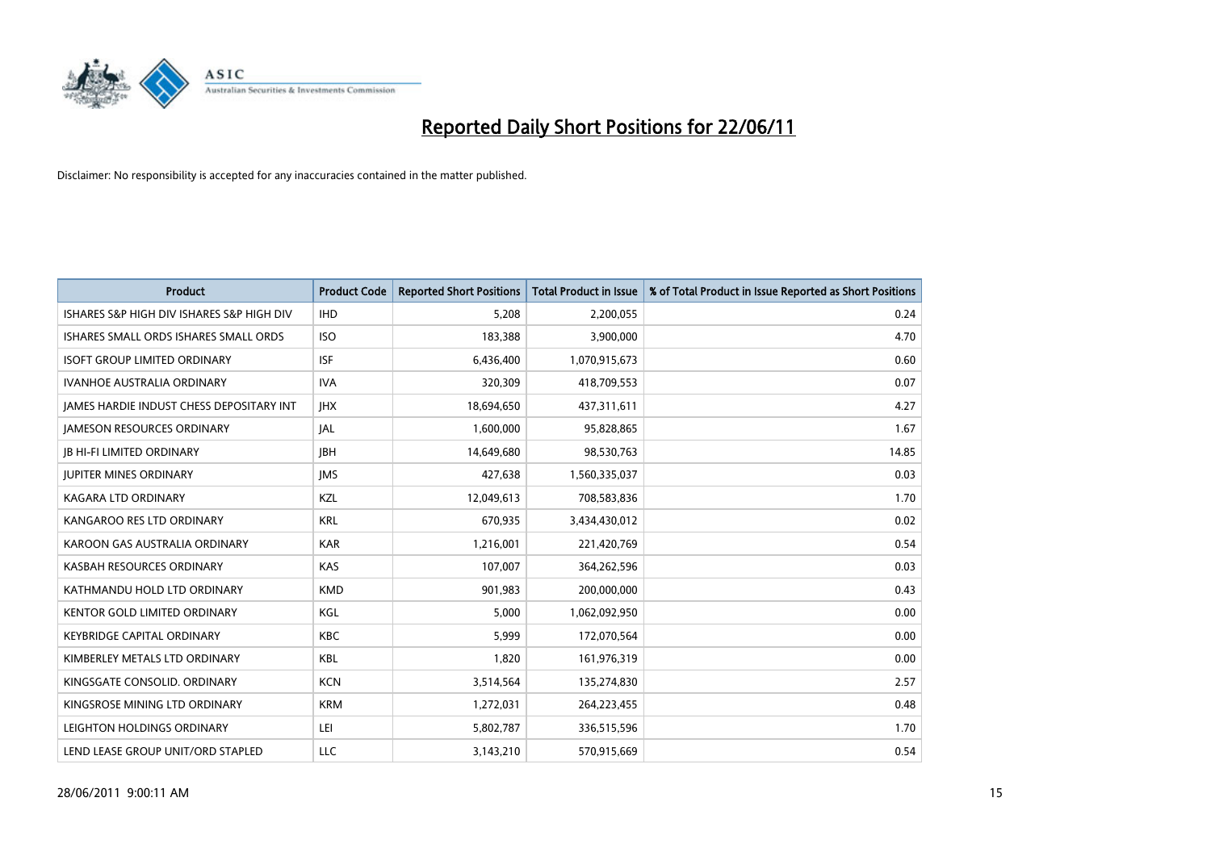# Reported Daily Short Positions for 22/06/11

Disclaimer: No responsibility is accepted for any inaccuracies contained in the matter published.

| Product | Product Code | Reported Short Positions | Total Product in Issue | % of Total Product in Issue Reported as Short Positions |
|---|---|---|---|---|
| ISHARES S&P HIGH DIV ISHARES S&P HIGH DIV | IHD | 5,208 | 2,200,055 | 0.24 |
| ISHARES SMALL ORDS ISHARES SMALL ORDS | ISO | 183,388 | 3,900,000 | 4.70 |
| ISOFT GROUP LIMITED ORDINARY | ISF | 6,436,400 | 1,070,915,673 | 0.60 |
| IVANHOE AUSTRALIA ORDINARY | IVA | 320,309 | 418,709,553 | 0.07 |
| JAMES HARDIE INDUST CHESS DEPOSITARY INT | JHX | 18,694,650 | 437,311,611 | 4.27 |
| JAMESON RESOURCES ORDINARY | JAL | 1,600,000 | 95,828,865 | 1.67 |
| JB HI-FI LIMITED ORDINARY | JBH | 14,649,680 | 98,530,763 | 14.85 |
| JUPITER MINES ORDINARY | JMS | 427,638 | 1,560,335,037 | 0.03 |
| KAGARA LTD ORDINARY | KZL | 12,049,613 | 708,583,836 | 1.70 |
| KANGAROO RES LTD ORDINARY | KRL | 670,935 | 3,434,430,012 | 0.02 |
| KAROON GAS AUSTRALIA ORDINARY | KAR | 1,216,001 | 221,420,769 | 0.54 |
| KASBAH RESOURCES ORDINARY | KAS | 107,007 | 364,262,596 | 0.03 |
| KATHMANDU HOLD LTD ORDINARY | KMD | 901,983 | 200,000,000 | 0.43 |
| KENTOR GOLD LIMITED ORDINARY | KGL | 5,000 | 1,062,092,950 | 0.00 |
| KEYBRIDGE CAPITAL ORDINARY | KBC | 5,999 | 172,070,564 | 0.00 |
| KIMBERLEY METALS LTD ORDINARY | KBL | 1,820 | 161,976,319 | 0.00 |
| KINGSGATE CONSOLID. ORDINARY | KCN | 3,514,564 | 135,274,830 | 2.57 |
| KINGSROSE MINING LTD ORDINARY | KRM | 1,272,031 | 264,223,455 | 0.48 |
| LEIGHTON HOLDINGS ORDINARY | LEI | 5,802,787 | 336,515,596 | 1.70 |
| LEND LEASE GROUP UNIT/ORD STAPLED | LLC | 3,143,210 | 570,915,669 | 0.54 |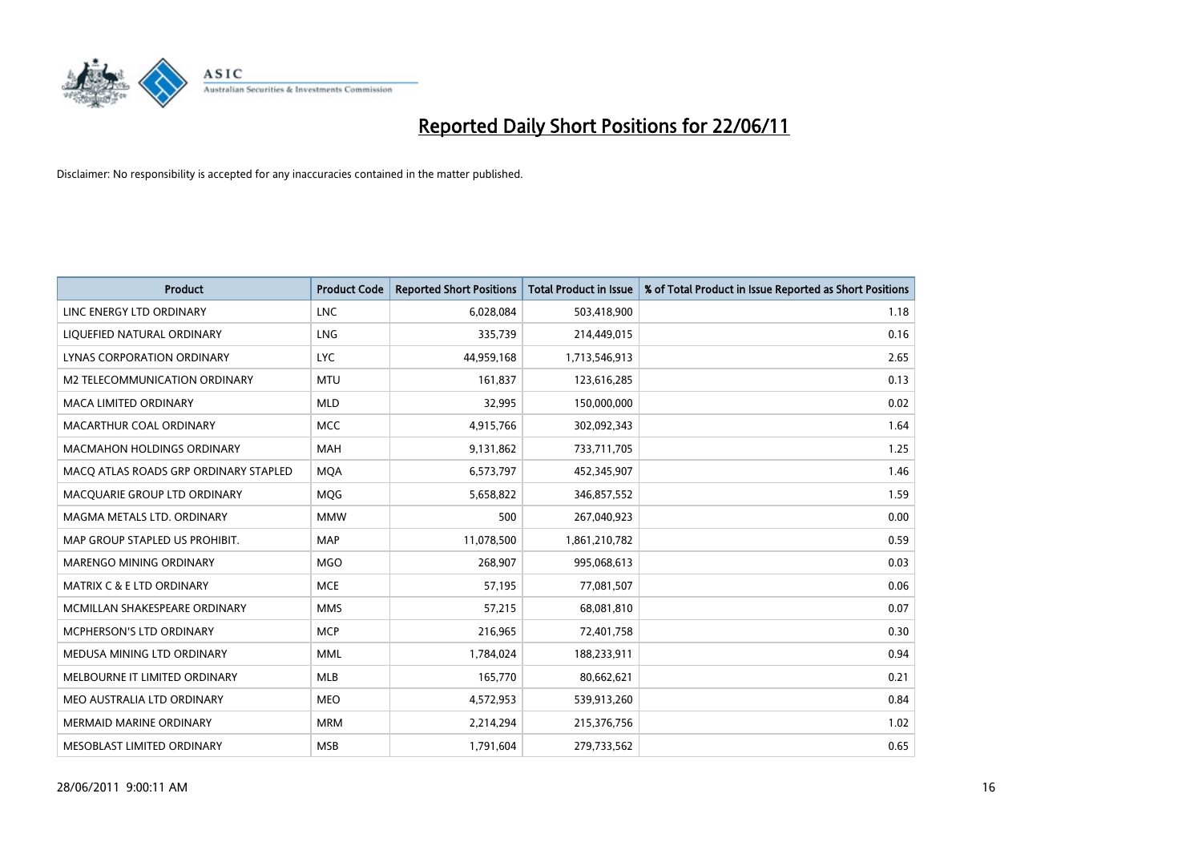# Reported Daily Short Positions for 22/06/11

Disclaimer: No responsibility is accepted for any inaccuracies contained in the matter published.

| Product | Product Code | Reported Short Positions | Total Product in Issue | % of Total Product in Issue Reported as Short Positions |
|---|---|---|---|---|
| LINC ENERGY LTD ORDINARY | LNC | 6,028,084 | 503,418,900 | 1.18 |
| LIQUEFIED NATURAL ORDINARY | LNG | 335,739 | 214,449,015 | 0.16 |
| LYNAS CORPORATION ORDINARY | LYC | 44,959,168 | 1,713,546,913 | 2.65 |
| M2 TELECOMMUNICATION ORDINARY | MTU | 161,837 | 123,616,285 | 0.13 |
| MACA LIMITED ORDINARY | MLD | 32,995 | 150,000,000 | 0.02 |
| MACARTHUR COAL ORDINARY | MCC | 4,915,766 | 302,092,343 | 1.64 |
| MACMAHON HOLDINGS ORDINARY | MAH | 9,131,862 | 733,711,705 | 1.25 |
| MACQ ATLAS ROADS GRP ORDINARY STAPLED | MQA | 6,573,797 | 452,345,907 | 1.46 |
| MACQUARIE GROUP LTD ORDINARY | MQG | 5,658,822 | 346,857,552 | 1.59 |
| MAGMA METALS LTD. ORDINARY | MMW | 500 | 267,040,923 | 0.00 |
| MAP GROUP STAPLED US PROHIBIT. | MAP | 11,078,500 | 1,861,210,782 | 0.59 |
| MARENGO MINING ORDINARY | MGO | 268,907 | 995,068,613 | 0.03 |
| MATRIX C & E LTD ORDINARY | MCE | 57,195 | 77,081,507 | 0.06 |
| MCMILLAN SHAKESPEARE ORDINARY | MMS | 57,215 | 68,081,810 | 0.07 |
| MCPHERSON'S LTD ORDINARY | MCP | 216,965 | 72,401,758 | 0.30 |
| MEDUSA MINING LTD ORDINARY | MML | 1,784,024 | 188,233,911 | 0.94 |
| MELBOURNE IT LIMITED ORDINARY | MLB | 165,770 | 80,662,621 | 0.21 |
| MEO AUSTRALIA LTD ORDINARY | MEO | 4,572,953 | 539,913,260 | 0.84 |
| MERMAID MARINE ORDINARY | MRM | 2,214,294 | 215,376,756 | 1.02 |
| MESOBLAST LIMITED ORDINARY | MSB | 1,791,604 | 279,733,562 | 0.65 |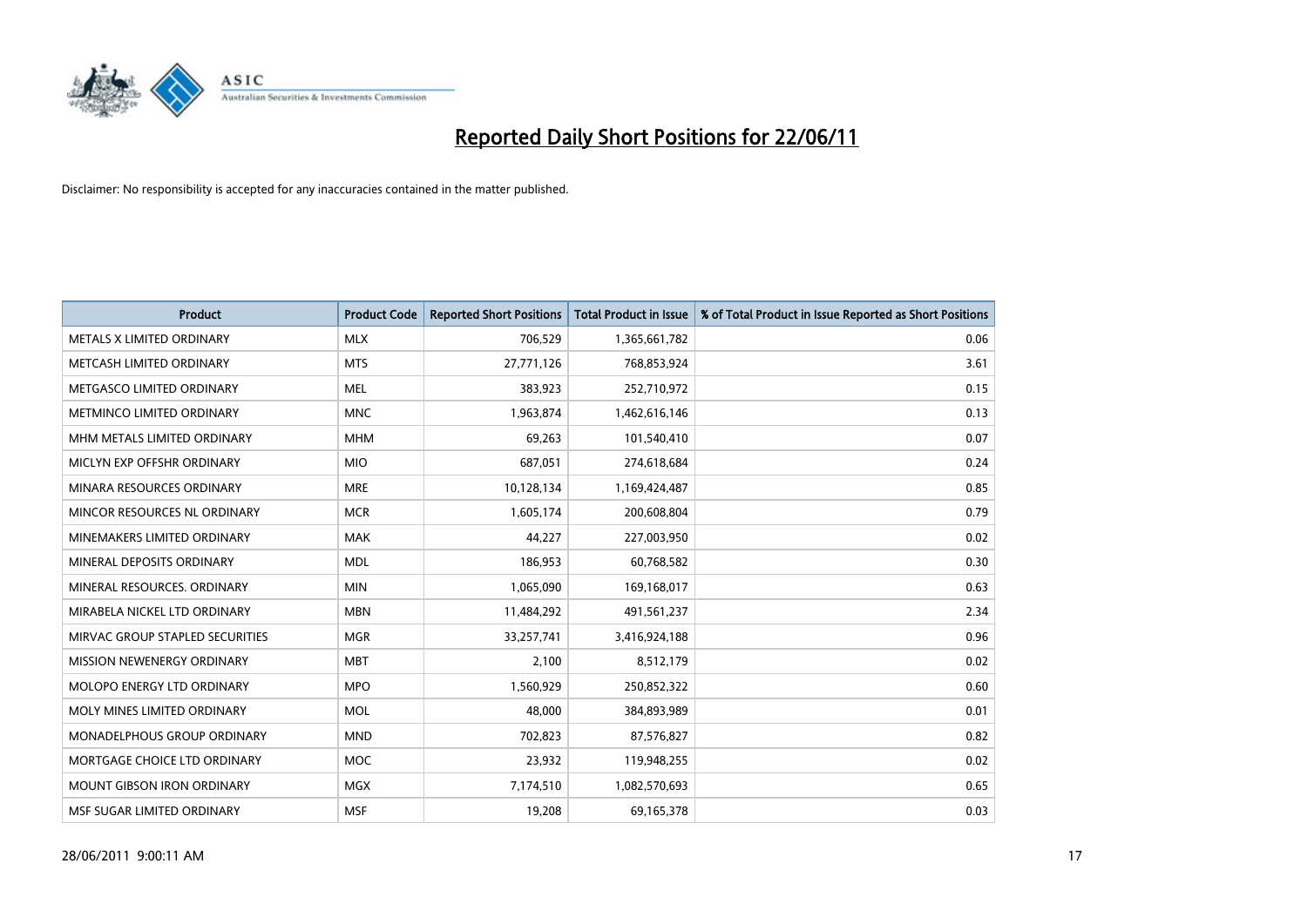# Reported Daily Short Positions for 22/06/11

Disclaimer: No responsibility is accepted for any inaccuracies contained in the matter published.

| Product | Product Code | Reported Short Positions | Total Product in Issue | % of Total Product in Issue Reported as Short Positions |
|---|---|---|---|---|
| METALS X LIMITED ORDINARY | MLX | 706,529 | 1,365,661,782 | 0.06 |
| METCASH LIMITED ORDINARY | MTS | 27,771,126 | 768,853,924 | 3.61 |
| METGASCO LIMITED ORDINARY | MEL | 383,923 | 252,710,972 | 0.15 |
| METMINCO LIMITED ORDINARY | MNC | 1,963,874 | 1,462,616,146 | 0.13 |
| MHM METALS LIMITED ORDINARY | MHM | 69,263 | 101,540,410 | 0.07 |
| MICLYN EXP OFFSHR ORDINARY | MIO | 687,051 | 274,618,684 | 0.24 |
| MINARA RESOURCES ORDINARY | MRE | 10,128,134 | 1,169,424,487 | 0.85 |
| MINCOR RESOURCES NL ORDINARY | MCR | 1,605,174 | 200,608,804 | 0.79 |
| MINEMAKERS LIMITED ORDINARY | MAK | 44,227 | 227,003,950 | 0.02 |
| MINERAL DEPOSITS ORDINARY | MDL | 186,953 | 60,768,582 | 0.30 |
| MINERAL RESOURCES. ORDINARY | MIN | 1,065,090 | 169,168,017 | 0.63 |
| MIRABELA NICKEL LTD ORDINARY | MBN | 11,484,292 | 491,561,237 | 2.34 |
| MIRVAC GROUP STAPLED SECURITIES | MGR | 33,257,741 | 3,416,924,188 | 0.96 |
| MISSION NEWENERGY ORDINARY | MBT | 2,100 | 8,512,179 | 0.02 |
| MOLOPO ENERGY LTD ORDINARY | MPO | 1,560,929 | 250,852,322 | 0.60 |
| MOLY MINES LIMITED ORDINARY | MOL | 48,000 | 384,893,989 | 0.01 |
| MONADELPHOUS GROUP ORDINARY | MND | 702,823 | 87,576,827 | 0.82 |
| MORTGAGE CHOICE LTD ORDINARY | MOC | 23,932 | 119,948,255 | 0.02 |
| MOUNT GIBSON IRON ORDINARY | MGX | 7,174,510 | 1,082,570,693 | 0.65 |
| MSF SUGAR LIMITED ORDINARY | MSF | 19,208 | 69,165,378 | 0.03 |

28/06/2011 9:00:11 AM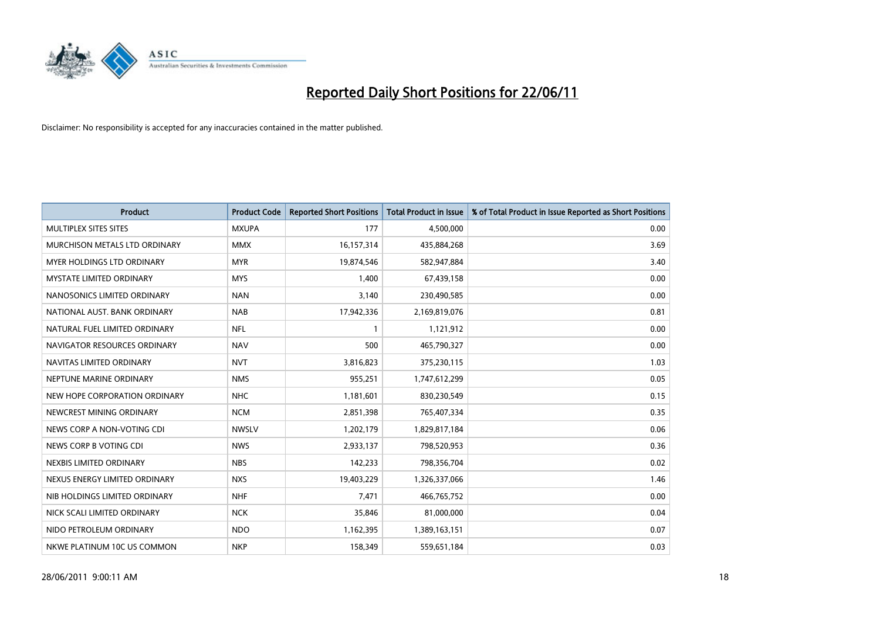# Reported Daily Short Positions for 22/06/11

Disclaimer: No responsibility is accepted for any inaccuracies contained in the matter published.

| Product | Product Code | Reported Short Positions | Total Product in Issue | % of Total Product in Issue Reported as Short Positions |
|---|---|---|---|---|
| MULTIPLEX SITES SITES | MXUPA | 177 | 4,500,000 | 0.00 |
| MURCHISON METALS LTD ORDINARY | MMX | 16,157,314 | 435,884,268 | 3.69 |
| MYER HOLDINGS LTD ORDINARY | MYR | 19,874,546 | 582,947,884 | 3.40 |
| MYSTATE LIMITED ORDINARY | MYS | 1,400 | 67,439,158 | 0.00 |
| NANOSONICS LIMITED ORDINARY | NAN | 3,140 | 230,490,585 | 0.00 |
| NATIONAL AUST. BANK ORDINARY | NAB | 17,942,336 | 2,169,819,076 | 0.81 |
| NATURAL FUEL LIMITED ORDINARY | NFL | 1 | 1,121,912 | 0.00 |
| NAVIGATOR RESOURCES ORDINARY | NAV | 500 | 465,790,327 | 0.00 |
| NAVITAS LIMITED ORDINARY | NVT | 3,816,823 | 375,230,115 | 1.03 |
| NEPTUNE MARINE ORDINARY | NMS | 955,251 | 1,747,612,299 | 0.05 |
| NEW HOPE CORPORATION ORDINARY | NHC | 1,181,601 | 830,230,549 | 0.15 |
| NEWCREST MINING ORDINARY | NCM | 2,851,398 | 765,407,334 | 0.35 |
| NEWS CORP A NON-VOTING CDI | NWSLV | 1,202,179 | 1,829,817,184 | 0.06 |
| NEWS CORP B VOTING CDI | NWS | 2,933,137 | 798,520,953 | 0.36 |
| NEXBIS LIMITED ORDINARY | NBS | 142,233 | 798,356,704 | 0.02 |
| NEXUS ENERGY LIMITED ORDINARY | NXS | 19,403,229 | 1,326,337,066 | 1.46 |
| NIB HOLDINGS LIMITED ORDINARY | NHF | 7,471 | 466,765,752 | 0.00 |
| NICK SCALI LIMITED ORDINARY | NCK | 35,846 | 81,000,000 | 0.04 |
| NIDO PETROLEUM ORDINARY | NDO | 1,162,395 | 1,389,163,151 | 0.07 |
| NKWE PLATINUM 10C US COMMON | NKP | 158,349 | 559,651,184 | 0.03 |

28/06/2011 9:00:11 AM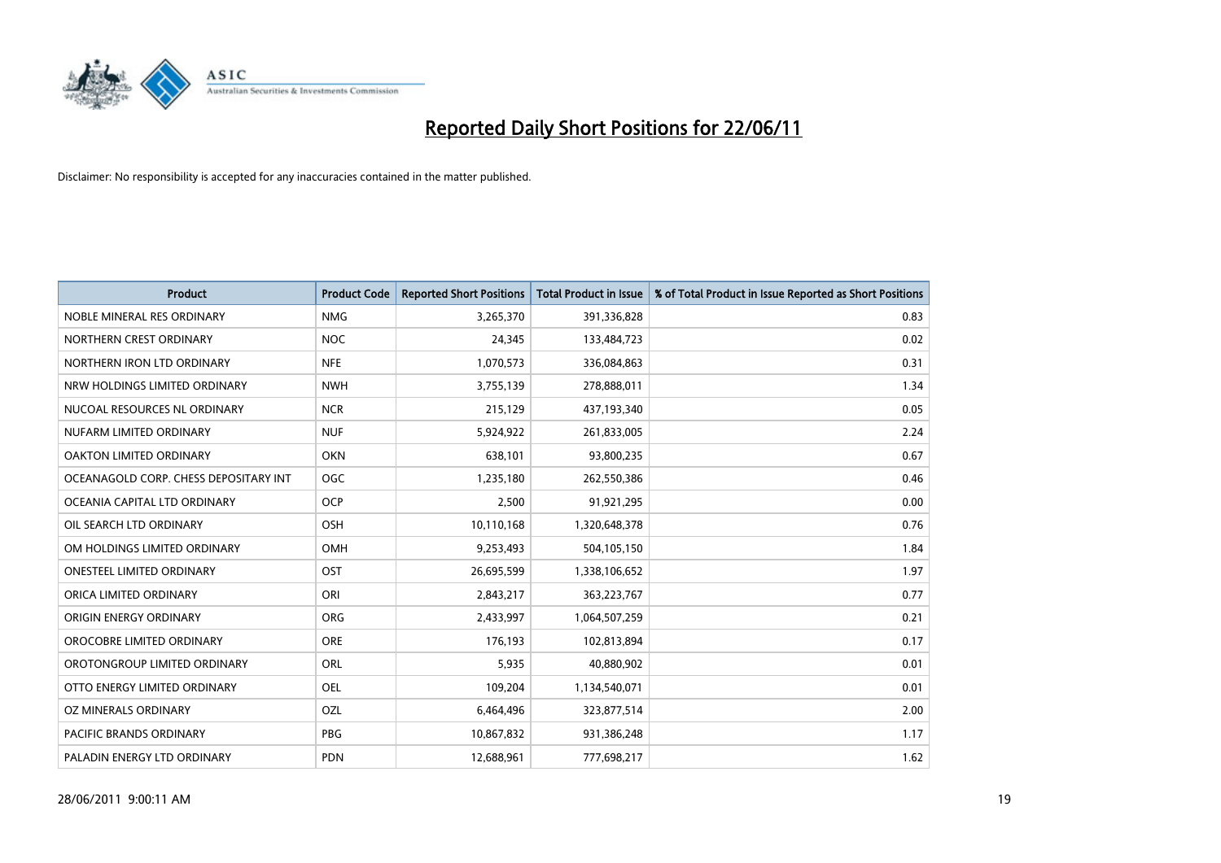# Reported Daily Short Positions for 22/06/11

Disclaimer: No responsibility is accepted for any inaccuracies contained in the matter published.

| Product | Product Code | Reported Short Positions | Total Product in Issue | % of Total Product in Issue Reported as Short Positions |
|---|---|---|---|---|
| NOBLE MINERAL RES ORDINARY | NMG | 3,265,370 | 391,336,828 | 0.83 |
| NORTHERN CREST ORDINARY | NOC | 24,345 | 133,484,723 | 0.02 |
| NORTHERN IRON LTD ORDINARY | NFE | 1,070,573 | 336,084,863 | 0.31 |
| NRW HOLDINGS LIMITED ORDINARY | NWH | 3,755,139 | 278,888,011 | 1.34 |
| NUCOAL RESOURCES NL ORDINARY | NCR | 215,129 | 437,193,340 | 0.05 |
| NUFARM LIMITED ORDINARY | NUF | 5,924,922 | 261,833,005 | 2.24 |
| OAKTON LIMITED ORDINARY | OKN | 638,101 | 93,800,235 | 0.67 |
| OCEANAGOLD CORP. CHESS DEPOSITARY INT | OGC | 1,235,180 | 262,550,386 | 0.46 |
| OCEANIA CAPITAL LTD ORDINARY | OCP | 2,500 | 91,921,295 | 0.00 |
| OIL SEARCH LTD ORDINARY | OSH | 10,110,168 | 1,320,648,378 | 0.76 |
| OM HOLDINGS LIMITED ORDINARY | OMH | 9,253,493 | 504,105,150 | 1.84 |
| ONESTEEL LIMITED ORDINARY | OST | 26,695,599 | 1,338,106,652 | 1.97 |
| ORICA LIMITED ORDINARY | ORI | 2,843,217 | 363,223,767 | 0.77 |
| ORIGIN ENERGY ORDINARY | ORG | 2,433,997 | 1,064,507,259 | 0.21 |
| OROCOBRE LIMITED ORDINARY | ORE | 176,193 | 102,813,894 | 0.17 |
| OROTONGROUP LIMITED ORDINARY | ORL | 5,935 | 40,880,902 | 0.01 |
| OTTO ENERGY LIMITED ORDINARY | OEL | 109,204 | 1,134,540,071 | 0.01 |
| OZ MINERALS ORDINARY | OZL | 6,464,496 | 323,877,514 | 2.00 |
| PACIFIC BRANDS ORDINARY | PBG | 10,867,832 | 931,386,248 | 1.17 |
| PALADIN ENERGY LTD ORDINARY | PDN | 12,688,961 | 777,698,217 | 1.62 |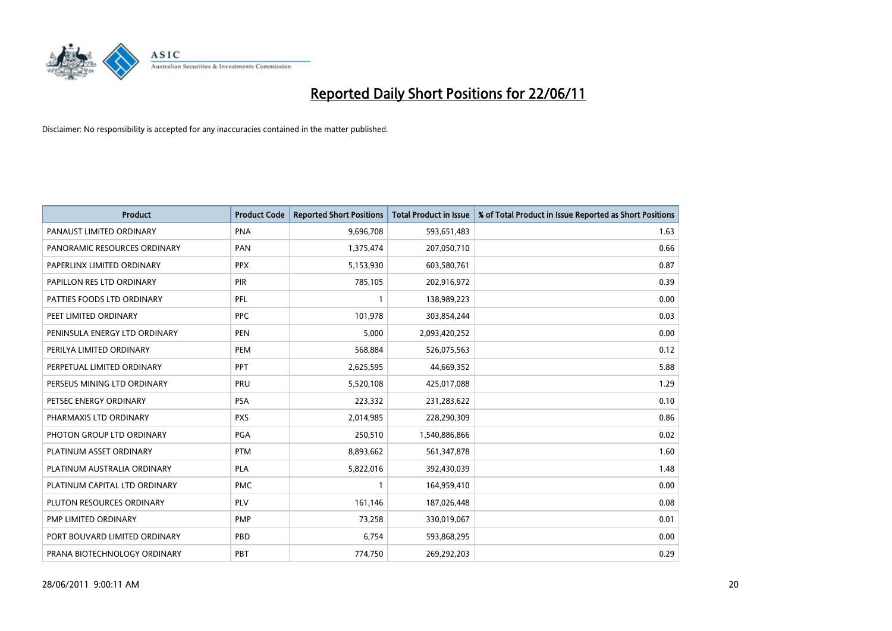# Reported Daily Short Positions for 22/06/11

Disclaimer: No responsibility is accepted for any inaccuracies contained in the matter published.

| Product | Product Code | Reported Short Positions | Total Product in Issue | % of Total Product in Issue Reported as Short Positions |
|---|---|---|---|---|
| PANAUST LIMITED ORDINARY | PNA | 9,696,708 | 593,651,483 | 1.63 |
| PANORAMIC RESOURCES ORDINARY | PAN | 1,375,474 | 207,050,710 | 0.66 |
| PAPERLINX LIMITED ORDINARY | PPX | 5,153,930 | 603,580,761 | 0.87 |
| PAPILLON RES LTD ORDINARY | PIR | 785,105 | 202,916,972 | 0.39 |
| PATTIES FOODS LTD ORDINARY | PFL | 1 | 138,989,223 | 0.00 |
| PEET LIMITED ORDINARY | PPC | 101,978 | 303,854,244 | 0.03 |
| PENINSULA ENERGY LTD ORDINARY | PEN | 5,000 | 2,093,420,252 | 0.00 |
| PERILYA LIMITED ORDINARY | PEM | 568,884 | 526,075,563 | 0.12 |
| PERPETUAL LIMITED ORDINARY | PPT | 2,625,595 | 44,669,352 | 5.88 |
| PERSEUS MINING LTD ORDINARY | PRU | 5,520,108 | 425,017,088 | 1.29 |
| PETSEC ENERGY ORDINARY | PSA | 223,332 | 231,283,622 | 0.10 |
| PHARMAXIS LTD ORDINARY | PXS | 2,014,985 | 228,290,309 | 0.86 |
| PHOTON GROUP LTD ORDINARY | PGA | 250,510 | 1,540,886,866 | 0.02 |
| PLATINUM ASSET ORDINARY | PTM | 8,893,662 | 561,347,878 | 1.60 |
| PLATINUM AUSTRALIA ORDINARY | PLA | 5,822,016 | 392,430,039 | 1.48 |
| PLATINUM CAPITAL LTD ORDINARY | PMC | 1 | 164,959,410 | 0.00 |
| PLUTON RESOURCES ORDINARY | PLV | 161,146 | 187,026,448 | 0.08 |
| PMP LIMITED ORDINARY | PMP | 73,258 | 330,019,067 | 0.01 |
| PORT BOUVARD LIMITED ORDINARY | PBD | 6,754 | 593,868,295 | 0.00 |
| PRANA BIOTECHNOLOGY ORDINARY | PBT | 774,750 | 269,292,203 | 0.29 |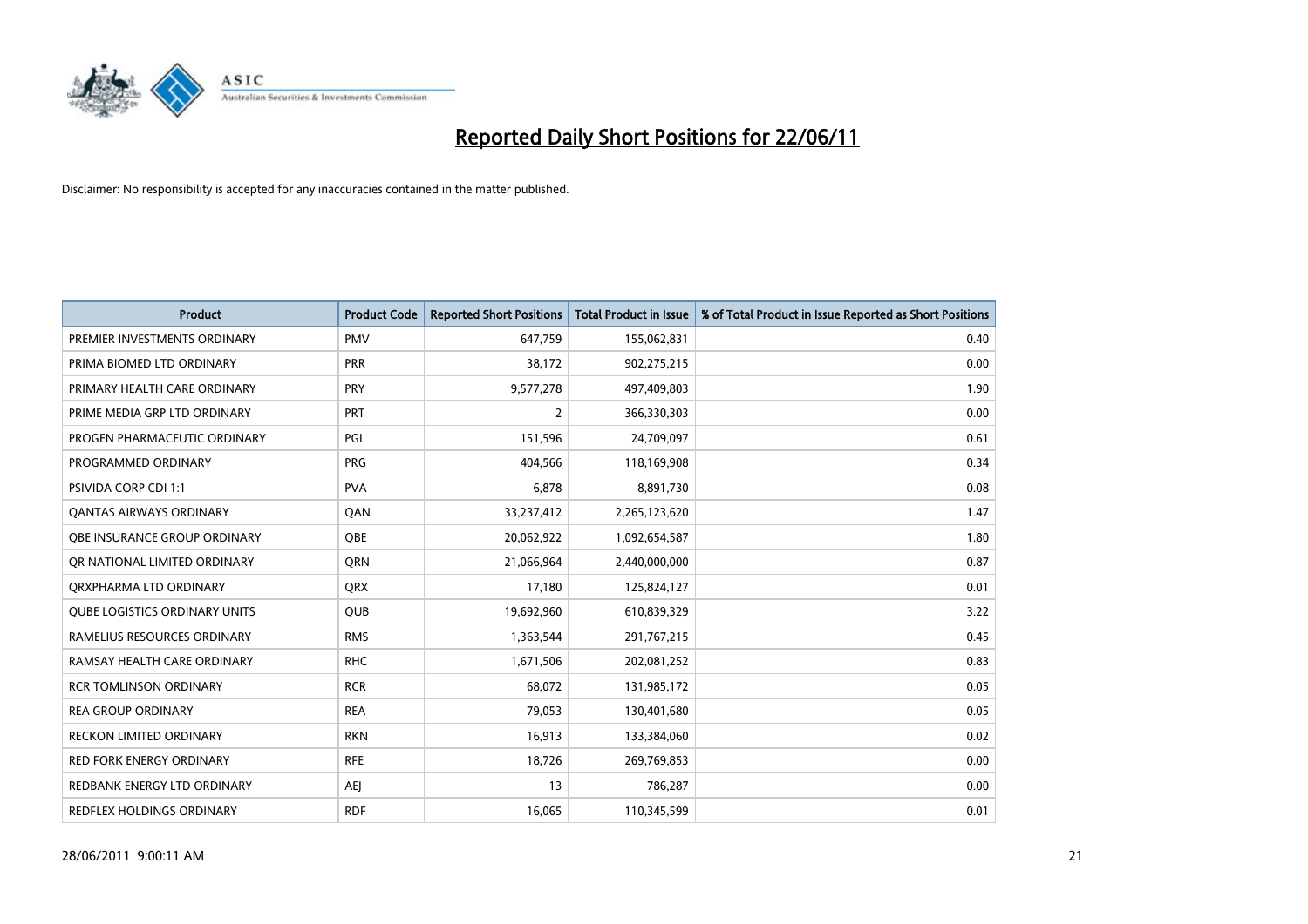# Reported Daily Short Positions for 22/06/11

Disclaimer: No responsibility is accepted for any inaccuracies contained in the matter published.

| Product | Product Code | Reported Short Positions | Total Product in Issue | % of Total Product in Issue Reported as Short Positions |
|---|---|---|---|---|
| PREMIER INVESTMENTS ORDINARY | PMV | 647,759 | 155,062,831 | 0.40 |
| PRIMA BIOMED LTD ORDINARY | PRR | 38,172 | 902,275,215 | 0.00 |
| PRIMARY HEALTH CARE ORDINARY | PRY | 9,577,278 | 497,409,803 | 1.90 |
| PRIME MEDIA GRP LTD ORDINARY | PRT | 2 | 366,330,303 | 0.00 |
| PROGEN PHARMACEUTIC ORDINARY | PGL | 151,596 | 24,709,097 | 0.61 |
| PROGRAMMED ORDINARY | PRG | 404,566 | 118,169,908 | 0.34 |
| PSIVIDA CORP CDI 1:1 | PVA | 6,878 | 8,891,730 | 0.08 |
| QANTAS AIRWAYS ORDINARY | QAN | 33,237,412 | 2,265,123,620 | 1.47 |
| QBE INSURANCE GROUP ORDINARY | QBE | 20,062,922 | 1,092,654,587 | 1.80 |
| QR NATIONAL LIMITED ORDINARY | QRN | 21,066,964 | 2,440,000,000 | 0.87 |
| QRXPHARMA LTD ORDINARY | QRX | 17,180 | 125,824,127 | 0.01 |
| QUBE LOGISTICS ORDINARY UNITS | QUB | 19,692,960 | 610,839,329 | 3.22 |
| RAMELIUS RESOURCES ORDINARY | RMS | 1,363,544 | 291,767,215 | 0.45 |
| RAMSAY HEALTH CARE ORDINARY | RHC | 1,671,506 | 202,081,252 | 0.83 |
| RCR TOMLINSON ORDINARY | RCR | 68,072 | 131,985,172 | 0.05 |
| REA GROUP ORDINARY | REA | 79,053 | 130,401,680 | 0.05 |
| RECKON LIMITED ORDINARY | RKN | 16,913 | 133,384,060 | 0.02 |
| RED FORK ENERGY ORDINARY | RFE | 18,726 | 269,769,853 | 0.00 |
| REDBANK ENERGY LTD ORDINARY | AEJ | 13 | 786,287 | 0.00 |
| REDFLEX HOLDINGS ORDINARY | RDF | 16,065 | 110,345,599 | 0.01 |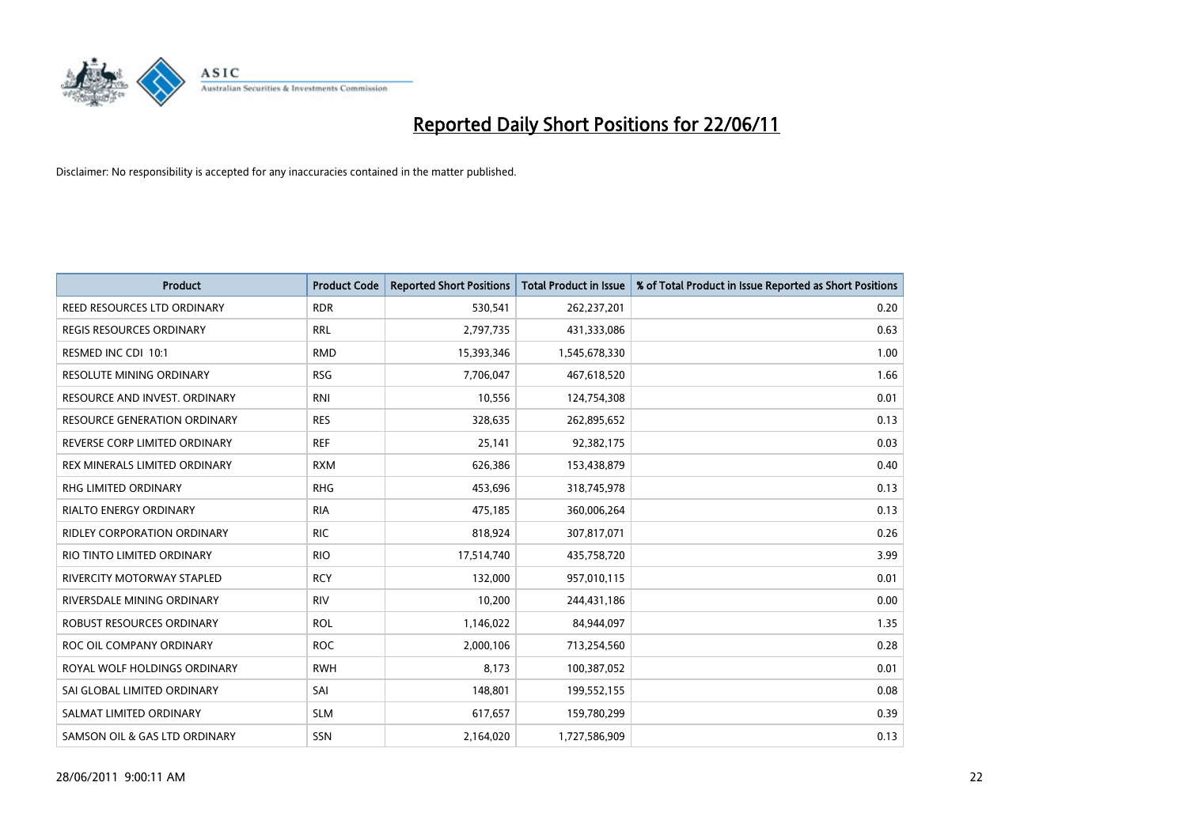# Reported Daily Short Positions for 22/06/11

Disclaimer: No responsibility is accepted for any inaccuracies contained in the matter published.

| Product | Product Code | Reported Short Positions | Total Product in Issue | % of Total Product in Issue Reported as Short Positions |
|---|---|---|---|---|
| REED RESOURCES LTD ORDINARY | RDR | 530,541 | 262,237,201 | 0.20 |
| REGIS RESOURCES ORDINARY | RRL | 2,797,735 | 431,333,086 | 0.63 |
| RESMED INC CDI 10:1 | RMD | 15,393,346 | 1,545,678,330 | 1.00 |
| RESOLUTE MINING ORDINARY | RSG | 7,706,047 | 467,618,520 | 1.66 |
| RESOURCE AND INVEST. ORDINARY | RNI | 10,556 | 124,754,308 | 0.01 |
| RESOURCE GENERATION ORDINARY | RES | 328,635 | 262,895,652 | 0.13 |
| REVERSE CORP LIMITED ORDINARY | REF | 25,141 | 92,382,175 | 0.03 |
| REX MINERALS LIMITED ORDINARY | RXM | 626,386 | 153,438,879 | 0.40 |
| RHG LIMITED ORDINARY | RHG | 453,696 | 318,745,978 | 0.13 |
| RIALTO ENERGY ORDINARY | RIA | 475,185 | 360,006,264 | 0.13 |
| RIDLEY CORPORATION ORDINARY | RIC | 818,924 | 307,817,071 | 0.26 |
| RIO TINTO LIMITED ORDINARY | RIO | 17,514,740 | 435,758,720 | 3.99 |
| RIVERCITY MOTORWAY STAPLED | RCY | 132,000 | 957,010,115 | 0.01 |
| RIVERSDALE MINING ORDINARY | RIV | 10,200 | 244,431,186 | 0.00 |
| ROBUST RESOURCES ORDINARY | ROL | 1,146,022 | 84,944,097 | 1.35 |
| ROC OIL COMPANY ORDINARY | ROC | 2,000,106 | 713,254,560 | 0.28 |
| ROYAL WOLF HOLDINGS ORDINARY | RWH | 8,173 | 100,387,052 | 0.01 |
| SAI GLOBAL LIMITED ORDINARY | SAI | 148,801 | 199,552,155 | 0.08 |
| SALMAT LIMITED ORDINARY | SLM | 617,657 | 159,780,299 | 0.39 |
| SAMSON OIL & GAS LTD ORDINARY | SSN | 2,164,020 | 1,727,586,909 | 0.13 |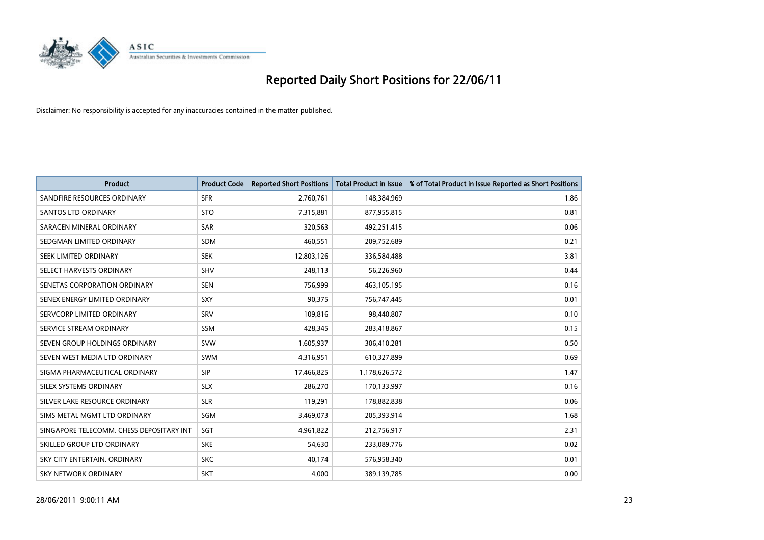# Reported Daily Short Positions for 22/06/11

Disclaimer: No responsibility is accepted for any inaccuracies contained in the matter published.

| Product | Product Code | Reported Short Positions | Total Product in Issue | % of Total Product in Issue Reported as Short Positions |
|---|---|---|---|---|
| SANDFIRE RESOURCES ORDINARY | SFR | 2,760,761 | 148,384,969 | 1.86 |
| SANTOS LTD ORDINARY | STO | 7,315,881 | 877,955,815 | 0.81 |
| SARACEN MINERAL ORDINARY | SAR | 320,563 | 492,251,415 | 0.06 |
| SEDGMAN LIMITED ORDINARY | SDM | 460,551 | 209,752,689 | 0.21 |
| SEEK LIMITED ORDINARY | SEK | 12,803,126 | 336,584,488 | 3.81 |
| SELECT HARVESTS ORDINARY | SHV | 248,113 | 56,226,960 | 0.44 |
| SENETAS CORPORATION ORDINARY | SEN | 756,999 | 463,105,195 | 0.16 |
| SENEX ENERGY LIMITED ORDINARY | SXY | 90,375 | 756,747,445 | 0.01 |
| SERVCORP LIMITED ORDINARY | SRV | 109,816 | 98,440,807 | 0.10 |
| SERVICE STREAM ORDINARY | SSM | 428,345 | 283,418,867 | 0.15 |
| SEVEN GROUP HOLDINGS ORDINARY | SVW | 1,605,937 | 306,410,281 | 0.50 |
| SEVEN WEST MEDIA LTD ORDINARY | SWM | 4,316,951 | 610,327,899 | 0.69 |
| SIGMA PHARMACEUTICAL ORDINARY | SIP | 17,466,825 | 1,178,626,572 | 1.47 |
| SILEX SYSTEMS ORDINARY | SLX | 286,270 | 170,133,997 | 0.16 |
| SILVER LAKE RESOURCE ORDINARY | SLR | 119,291 | 178,882,838 | 0.06 |
| SIMS METAL MGMT LTD ORDINARY | SGM | 3,469,073 | 205,393,914 | 1.68 |
| SINGAPORE TELECOMM. CHESS DEPOSITARY INT | SGT | 4,961,822 | 212,756,917 | 2.31 |
| SKILLED GROUP LTD ORDINARY | SKE | 54,630 | 233,089,776 | 0.02 |
| SKY CITY ENTERTAIN. ORDINARY | SKC | 40,174 | 576,958,340 | 0.01 |
| SKY NETWORK ORDINARY | SKT | 4,000 | 389,139,785 | 0.00 |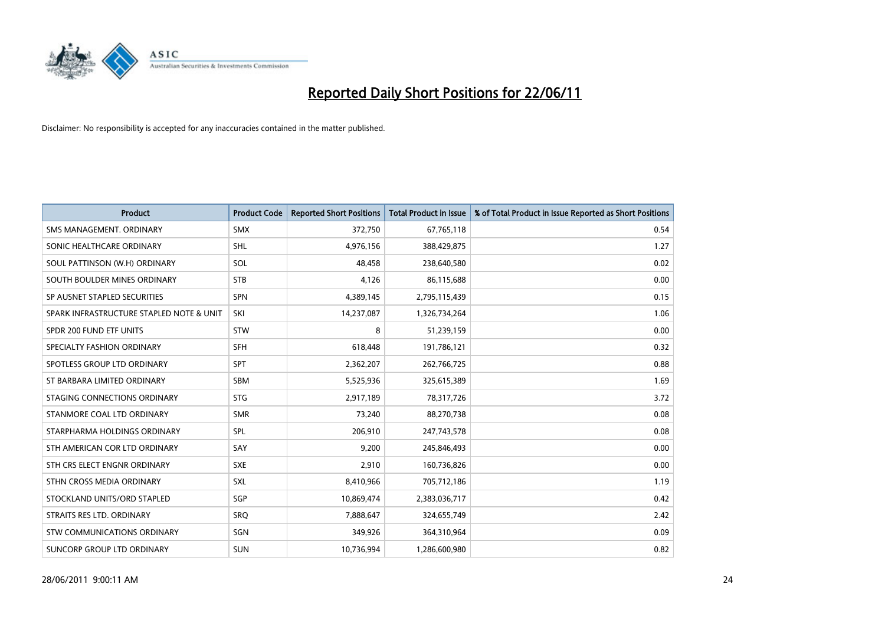# Reported Daily Short Positions for 22/06/11

Disclaimer: No responsibility is accepted for any inaccuracies contained in the matter published.

| Product | Product Code | Reported Short Positions | Total Product in Issue | % of Total Product in Issue Reported as Short Positions |
|---|---|---|---|---|
| SMS MANAGEMENT. ORDINARY | SMX | 372,750 | 67,765,118 | 0.54 |
| SONIC HEALTHCARE ORDINARY | SHL | 4,976,156 | 388,429,875 | 1.27 |
| SOUL PATTINSON (W.H) ORDINARY | SOL | 48,458 | 238,640,580 | 0.02 |
| SOUTH BOULDER MINES ORDINARY | STB | 4,126 | 86,115,688 | 0.00 |
| SP AUSNET STAPLED SECURITIES | SPN | 4,389,145 | 2,795,115,439 | 0.15 |
| SPARK INFRASTRUCTURE STAPLED NOTE & UNIT | SKI | 14,237,087 | 1,326,734,264 | 1.06 |
| SPDR 200 FUND ETF UNITS | STW | 8 | 51,239,159 | 0.00 |
| SPECIALTY FASHION ORDINARY | SFH | 618,448 | 191,786,121 | 0.32 |
| SPOTLESS GROUP LTD ORDINARY | SPT | 2,362,207 | 262,766,725 | 0.88 |
| ST BARBARA LIMITED ORDINARY | SBM | 5,525,936 | 325,615,389 | 1.69 |
| STAGING CONNECTIONS ORDINARY | STG | 2,917,189 | 78,317,726 | 3.72 |
| STANMORE COAL LTD ORDINARY | SMR | 73,240 | 88,270,738 | 0.08 |
| STARPHARMA HOLDINGS ORDINARY | SPL | 206,910 | 247,743,578 | 0.08 |
| STH AMERICAN COR LTD ORDINARY | SAY | 9,200 | 245,846,493 | 0.00 |
| STH CRS ELECT ENGNR ORDINARY | SXE | 2,910 | 160,736,826 | 0.00 |
| STHN CROSS MEDIA ORDINARY | SXL | 8,410,966 | 705,712,186 | 1.19 |
| STOCKLAND UNITS/ORD STAPLED | SGP | 10,869,474 | 2,383,036,717 | 0.42 |
| STRAITS RES LTD. ORDINARY | SRQ | 7,888,647 | 324,655,749 | 2.42 |
| STW COMMUNICATIONS ORDINARY | SGN | 349,926 | 364,310,964 | 0.09 |
| SUNCORP GROUP LTD ORDINARY | SUN | 10,736,994 | 1,286,600,980 | 0.82 |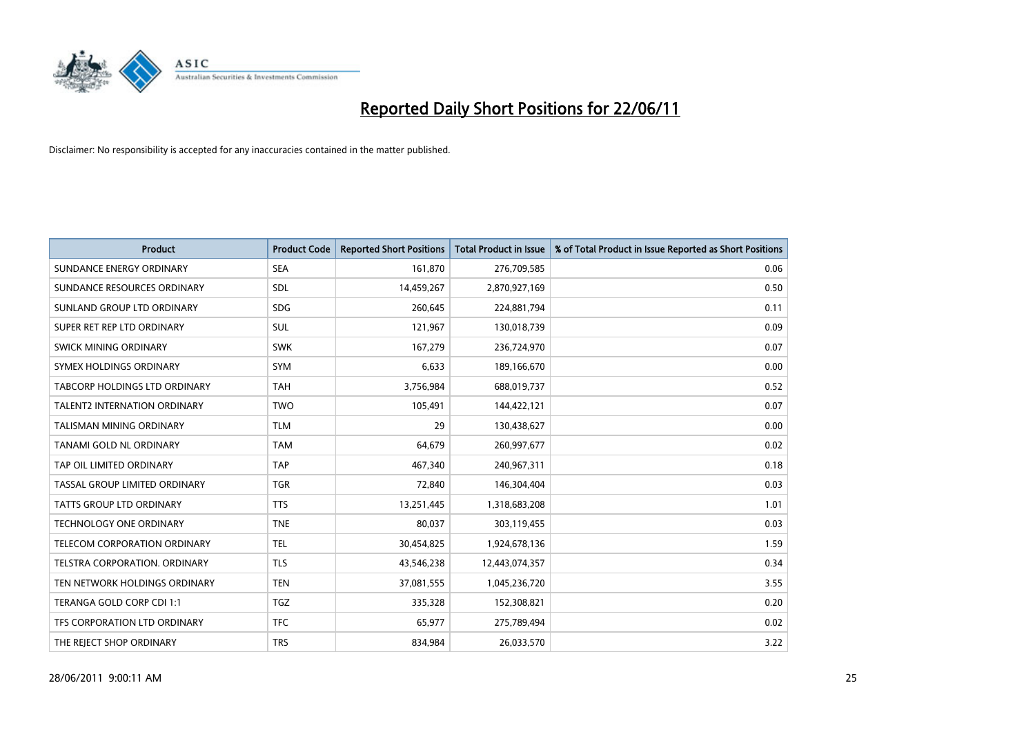# Reported Daily Short Positions for 22/06/11

Disclaimer: No responsibility is accepted for any inaccuracies contained in the matter published.

| Product | Product Code | Reported Short Positions | Total Product in Issue | % of Total Product in Issue Reported as Short Positions |
|---|---|---|---|---|
| SUNDANCE ENERGY ORDINARY | SEA | 161,870 | 276,709,585 | 0.06 |
| SUNDANCE RESOURCES ORDINARY | SDL | 14,459,267 | 2,870,927,169 | 0.50 |
| SUNLAND GROUP LTD ORDINARY | SDG | 260,645 | 224,881,794 | 0.11 |
| SUPER RET REP LTD ORDINARY | SUL | 121,967 | 130,018,739 | 0.09 |
| SWICK MINING ORDINARY | SWK | 167,279 | 236,724,970 | 0.07 |
| SYMEX HOLDINGS ORDINARY | SYM | 6,633 | 189,166,670 | 0.00 |
| TABCORP HOLDINGS LTD ORDINARY | TAH | 3,756,984 | 688,019,737 | 0.52 |
| TALENT2 INTERNATION ORDINARY | TWO | 105,491 | 144,422,121 | 0.07 |
| TALISMAN MINING ORDINARY | TLM | 29 | 130,438,627 | 0.00 |
| TANAMI GOLD NL ORDINARY | TAM | 64,679 | 260,997,677 | 0.02 |
| TAP OIL LIMITED ORDINARY | TAP | 467,340 | 240,967,311 | 0.18 |
| TASSAL GROUP LIMITED ORDINARY | TGR | 72,840 | 146,304,404 | 0.03 |
| TATTS GROUP LTD ORDINARY | TTS | 13,251,445 | 1,318,683,208 | 1.01 |
| TECHNOLOGY ONE ORDINARY | TNE | 80,037 | 303,119,455 | 0.03 |
| TELECOM CORPORATION ORDINARY | TEL | 30,454,825 | 1,924,678,136 | 1.59 |
| TELSTRA CORPORATION. ORDINARY | TLS | 43,546,238 | 12,443,074,357 | 0.34 |
| TEN NETWORK HOLDINGS ORDINARY | TEN | 37,081,555 | 1,045,236,720 | 3.55 |
| TERANGA GOLD CORP CDI 1:1 | TGZ | 335,328 | 152,308,821 | 0.20 |
| TFS CORPORATION LTD ORDINARY | TFC | 65,977 | 275,789,494 | 0.02 |
| THE REJECT SHOP ORDINARY | TRS | 834,984 | 26,033,570 | 3.22 |

28/06/2011 9:00:11 AM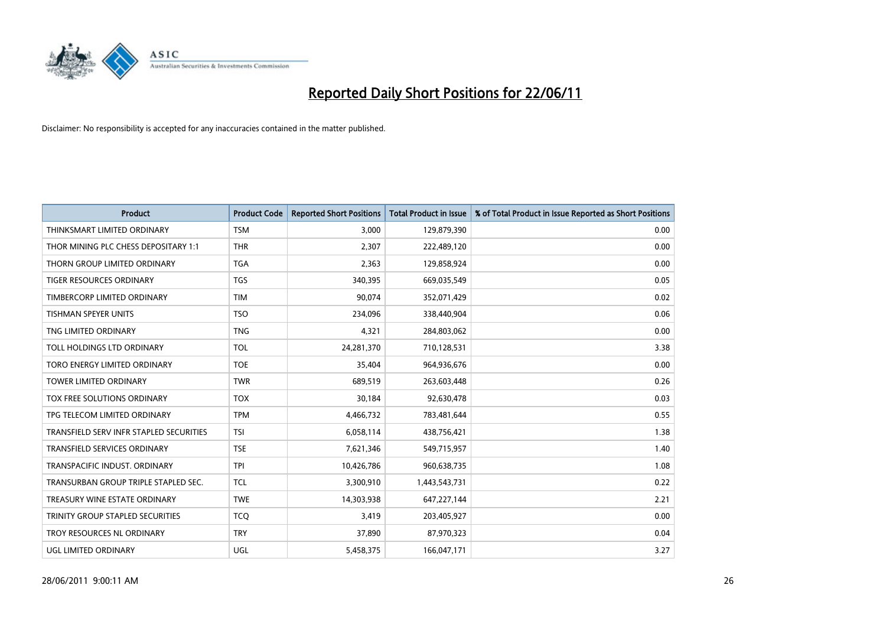# Reported Daily Short Positions for 22/06/11

Disclaimer: No responsibility is accepted for any inaccuracies contained in the matter published.

| Product | Product Code | Reported Short Positions | Total Product in Issue | % of Total Product in Issue Reported as Short Positions |
|---|---|---|---|---|
| THINKSMART LIMITED ORDINARY | TSM | 3,000 | 129,879,390 | 0.00 |
| THOR MINING PLC CHESS DEPOSITARY 1:1 | THR | 2,307 | 222,489,120 | 0.00 |
| THORN GROUP LIMITED ORDINARY | TGA | 2,363 | 129,858,924 | 0.00 |
| TIGER RESOURCES ORDINARY | TGS | 340,395 | 669,035,549 | 0.05 |
| TIMBERCORP LIMITED ORDINARY | TIM | 90,074 | 352,071,429 | 0.02 |
| TISHMAN SPEYER UNITS | TSO | 234,096 | 338,440,904 | 0.06 |
| TNG LIMITED ORDINARY | TNG | 4,321 | 284,803,062 | 0.00 |
| TOLL HOLDINGS LTD ORDINARY | TOL | 24,281,370 | 710,128,531 | 3.38 |
| TORO ENERGY LIMITED ORDINARY | TOE | 35,404 | 964,936,676 | 0.00 |
| TOWER LIMITED ORDINARY | TWR | 689,519 | 263,603,448 | 0.26 |
| TOX FREE SOLUTIONS ORDINARY | TOX | 30,184 | 92,630,478 | 0.03 |
| TPG TELECOM LIMITED ORDINARY | TPM | 4,466,732 | 783,481,644 | 0.55 |
| TRANSFIELD SERV INFR STAPLED SECURITIES | TSI | 6,058,114 | 438,756,421 | 1.38 |
| TRANSFIELD SERVICES ORDINARY | TSE | 7,621,346 | 549,715,957 | 1.40 |
| TRANSPACIFIC INDUST. ORDINARY | TPI | 10,426,786 | 960,638,735 | 1.08 |
| TRANSURBAN GROUP TRIPLE STAPLED SEC. | TCL | 3,300,910 | 1,443,543,731 | 0.22 |
| TREASURY WINE ESTATE ORDINARY | TWE | 14,303,938 | 647,227,144 | 2.21 |
| TRINITY GROUP STAPLED SECURITIES | TCQ | 3,419 | 203,405,927 | 0.00 |
| TROY RESOURCES NL ORDINARY | TRY | 37,890 | 87,970,323 | 0.04 |
| UGL LIMITED ORDINARY | UGL | 5,458,375 | 166,047,171 | 3.27 |

28/06/2011 9:00:11 AM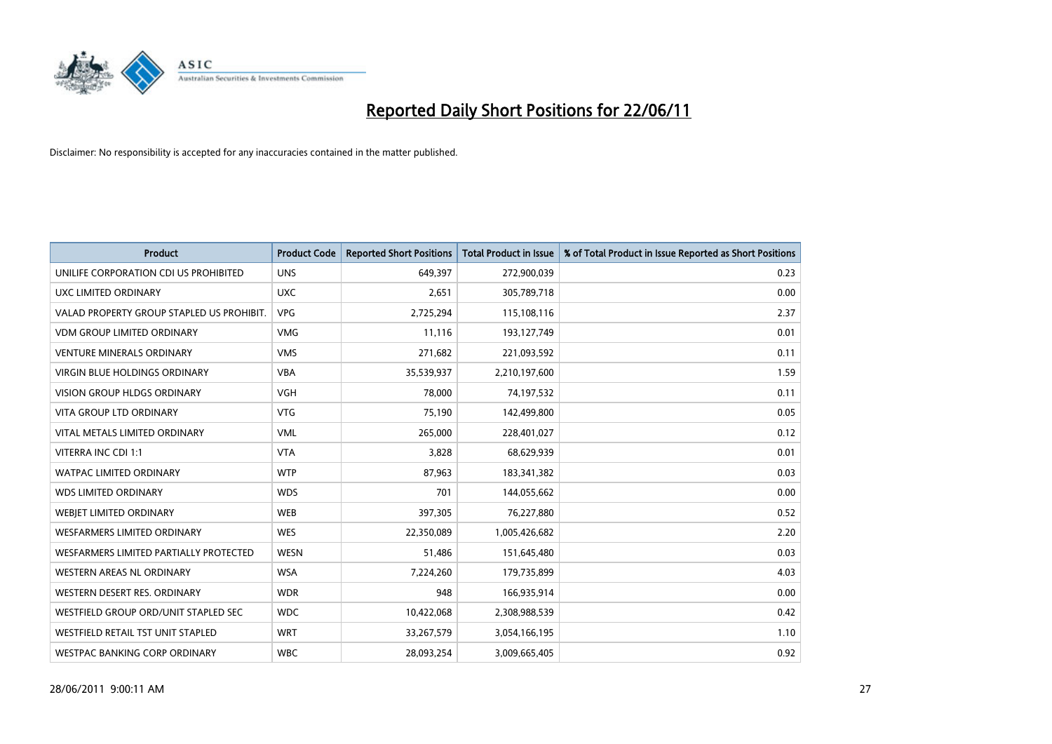# Reported Daily Short Positions for 22/06/11

Disclaimer: No responsibility is accepted for any inaccuracies contained in the matter published.

| Product | Product Code | Reported Short Positions | Total Product in Issue | % of Total Product in Issue Reported as Short Positions |
|---|---|---|---|---|
| UNILIFE CORPORATION CDI US PROHIBITED | UNS | 649,397 | 272,900,039 | 0.23 |
| UXC LIMITED ORDINARY | UXC | 2,651 | 305,789,718 | 0.00 |
| VALAD PROPERTY GROUP STAPLED US PROHIBIT. | VPG | 2,725,294 | 115,108,116 | 2.37 |
| VDM GROUP LIMITED ORDINARY | VMG | 11,116 | 193,127,749 | 0.01 |
| VENTURE MINERALS ORDINARY | VMS | 271,682 | 221,093,592 | 0.11 |
| VIRGIN BLUE HOLDINGS ORDINARY | VBA | 35,539,937 | 2,210,197,600 | 1.59 |
| VISION GROUP HLDGS ORDINARY | VGH | 78,000 | 74,197,532 | 0.11 |
| VITA GROUP LTD ORDINARY | VTG | 75,190 | 142,499,800 | 0.05 |
| VITAL METALS LIMITED ORDINARY | VML | 265,000 | 228,401,027 | 0.12 |
| VITERRA INC CDI 1:1 | VTA | 3,828 | 68,629,939 | 0.01 |
| WATPAC LIMITED ORDINARY | WTP | 87,963 | 183,341,382 | 0.03 |
| WDS LIMITED ORDINARY | WDS | 701 | 144,055,662 | 0.00 |
| WEBJET LIMITED ORDINARY | WEB | 397,305 | 76,227,880 | 0.52 |
| WESFARMERS LIMITED ORDINARY | WES | 22,350,089 | 1,005,426,682 | 2.20 |
| WESFARMERS LIMITED PARTIALLY PROTECTED | WESN | 51,486 | 151,645,480 | 0.03 |
| WESTERN AREAS NL ORDINARY | WSA | 7,224,260 | 179,735,899 | 4.03 |
| WESTERN DESERT RES. ORDINARY | WDR | 948 | 166,935,914 | 0.00 |
| WESTFIELD GROUP ORD/UNIT STAPLED SEC | WDC | 10,422,068 | 2,308,988,539 | 0.42 |
| WESTFIELD RETAIL TST UNIT STAPLED | WRT | 33,267,579 | 3,054,166,195 | 1.10 |
| WESTPAC BANKING CORP ORDINARY | WBC | 28,093,254 | 3,009,665,405 | 0.92 |

28/06/2011 9:00:11 AM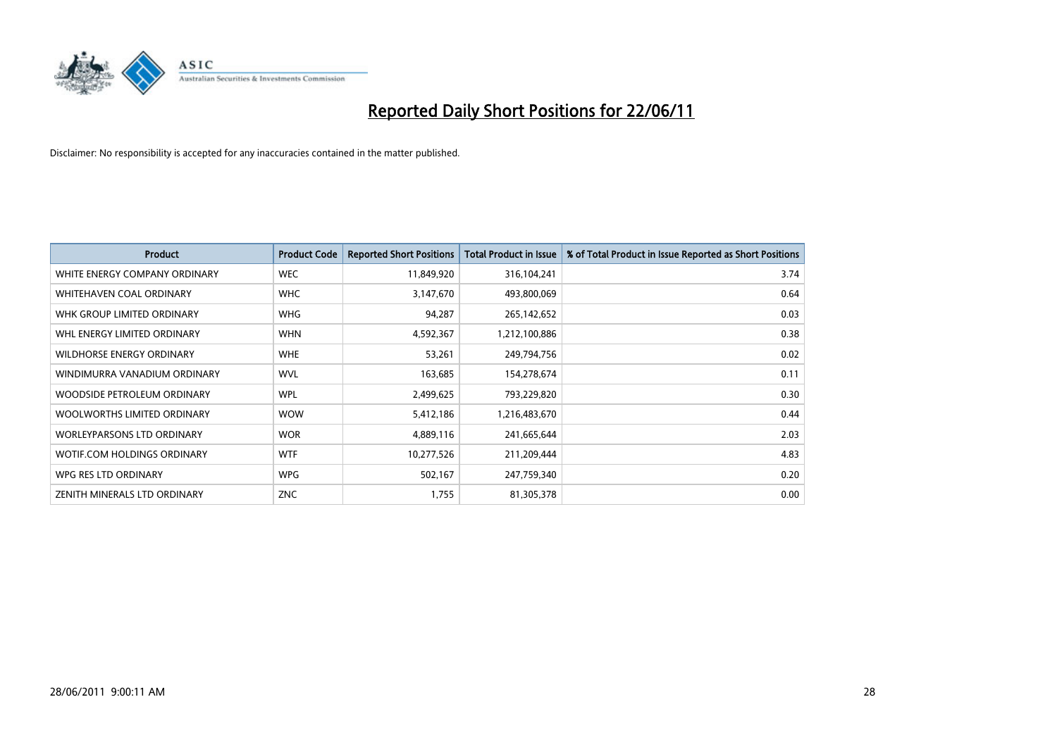# Reported Daily Short Positions for 22/06/11

Disclaimer: No responsibility is accepted for any inaccuracies contained in the matter published.

| Product | Product Code | Reported Short Positions | Total Product in Issue | % of Total Product in Issue Reported as Short Positions |
|---|---|---|---|---|
| WHITE ENERGY COMPANY ORDINARY | WEC | 11,849,920 | 316,104,241 | 3.74 |
| WHITEHAVEN COAL ORDINARY | WHC | 3,147,670 | 493,800,069 | 0.64 |
| WHK GROUP LIMITED ORDINARY | WHG | 94,287 | 265,142,652 | 0.03 |
| WHL ENERGY LIMITED ORDINARY | WHN | 4,592,367 | 1,212,100,886 | 0.38 |
| WILDHORSE ENERGY ORDINARY | WHE | 53,261 | 249,794,756 | 0.02 |
| WINDIMURRA VANADIUM ORDINARY | WVL | 163,685 | 154,278,674 | 0.11 |
| WOODSIDE PETROLEUM ORDINARY | WPL | 2,499,625 | 793,229,820 | 0.30 |
| WOOLWORTHS LIMITED ORDINARY | WOW | 5,412,186 | 1,216,483,670 | 0.44 |
| WORLEYPARSONS LTD ORDINARY | WOR | 4,889,116 | 241,665,644 | 2.03 |
| WOTIF.COM HOLDINGS ORDINARY | WTF | 10,277,526 | 211,209,444 | 4.83 |
| WPG RES LTD ORDINARY | WPG | 502,167 | 247,759,340 | 0.20 |
| ZENITH MINERALS LTD ORDINARY | ZNC | 1,755 | 81,305,378 | 0.00 |